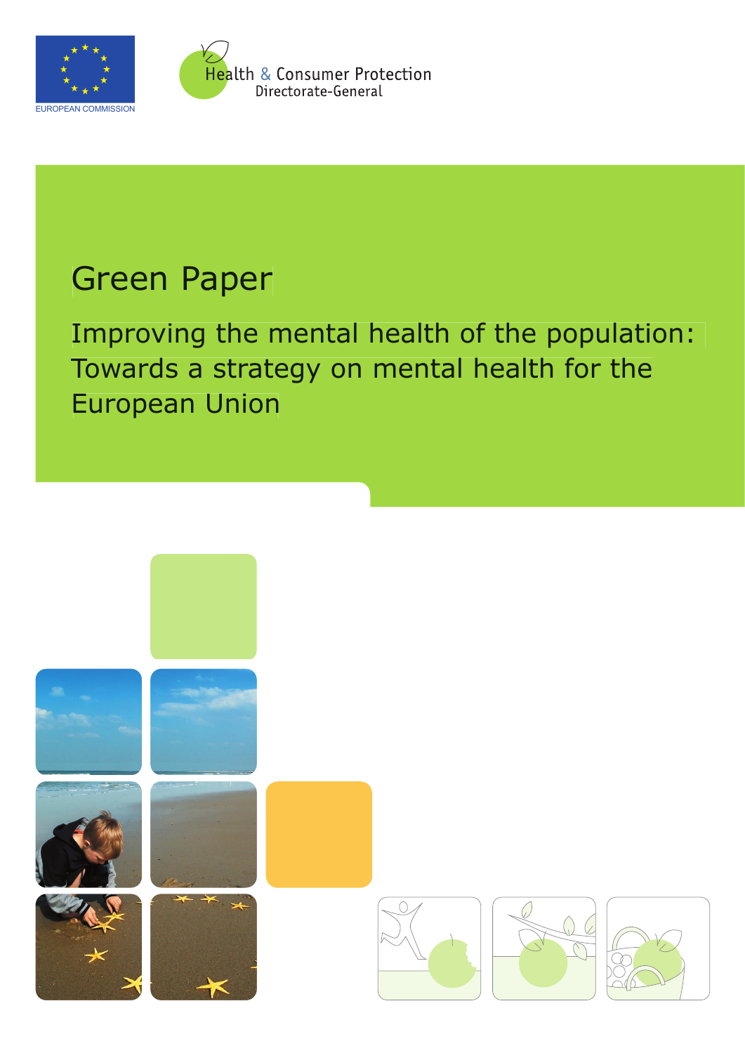EUROPEAN COMMISSION

Health & Consumer Protection
Directorate-General

# Green Paper

## Improving the mental health of the population: Towards a strategy on mental health for the European Union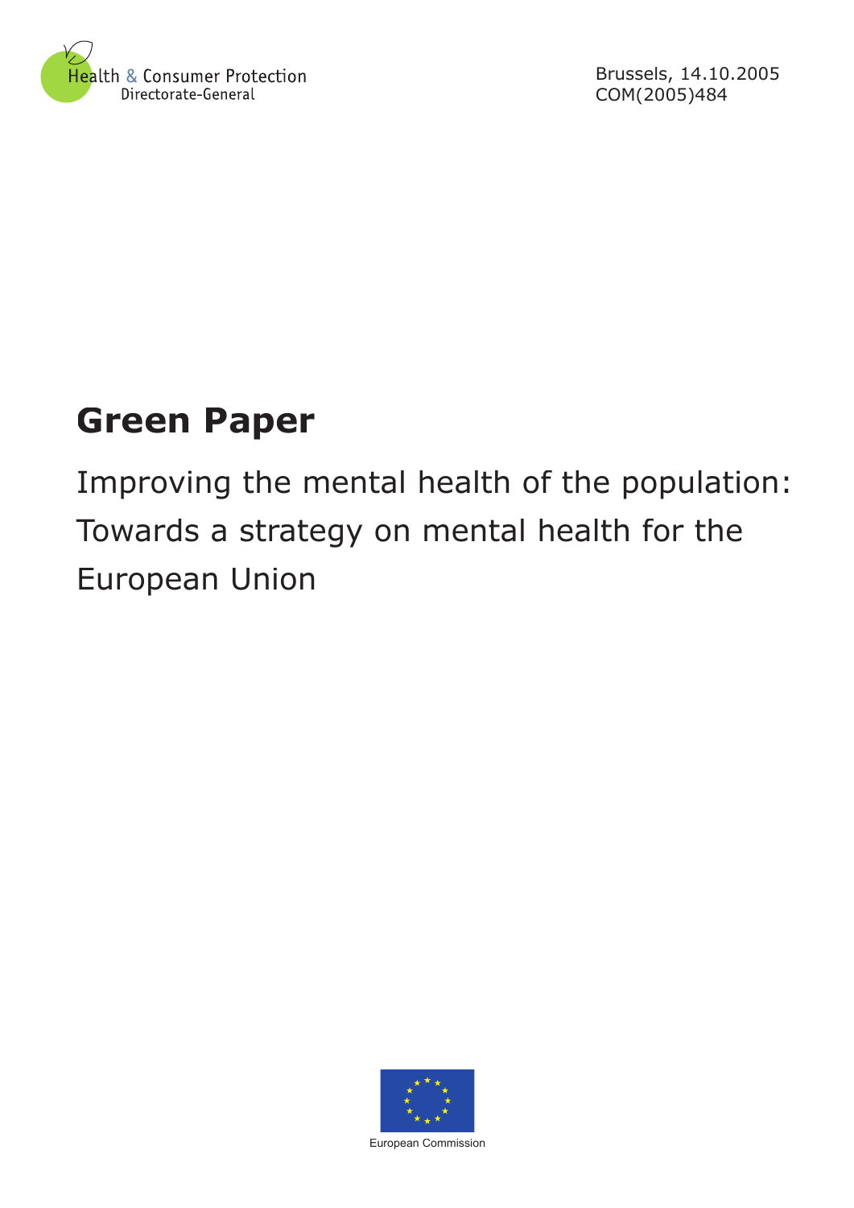Health & Consumer Protection
Directorate-General

Brussels, 14.10.2005
COM(2005)484

# Green Paper

Improving the mental health of the population: Towards a strategy on mental health for the European Union

European Commission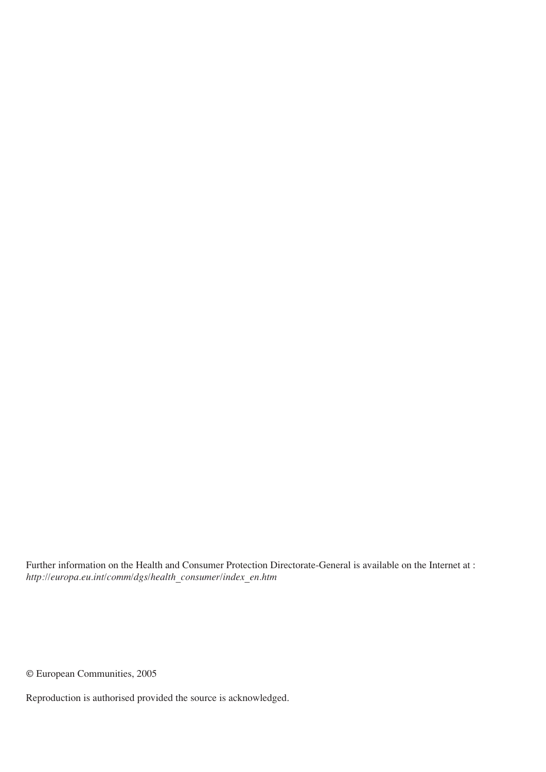Further information on the Health and Consumer Protection Directorate-General is available on the Internet at : *http://europa.eu.int/comm/dgs/health_consumer/index_en.htm*

© European Communities, 2005

Reproduction is authorised provided the source is acknowledged.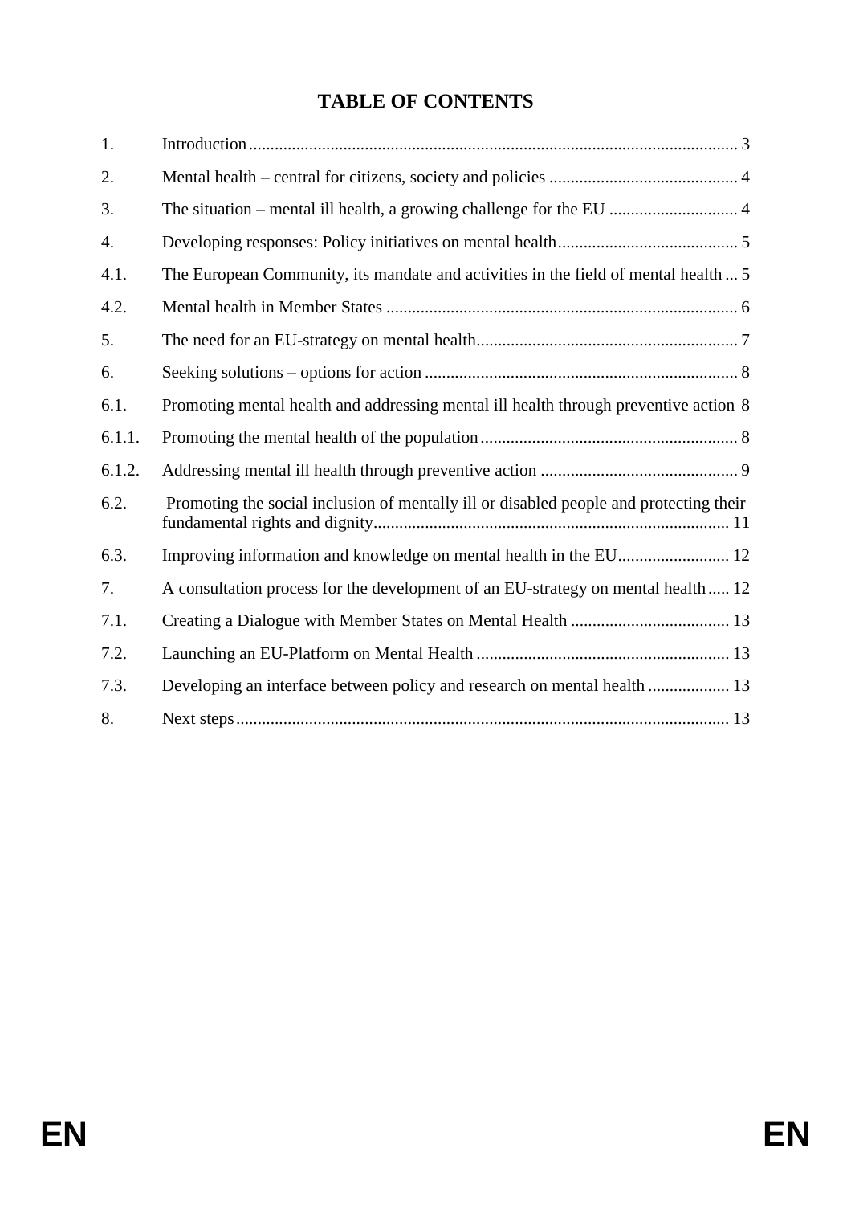# TABLE OF CONTENTS

| | | |
|---|---|---|
| 1. | Introduction | 3 |
| 2. | Mental health – central for citizens, society and policies | 4 |
| 3. | The situation – mental ill health, a growing challenge for the EU | 4 |
| 4. | Developing responses: Policy initiatives on mental health | 5 |
| 4.1. | The European Community, its mandate and activities in the field of mental health | 5 |
| 4.2. | Mental health in Member States | 6 |
| 5. | The need for an EU-strategy on mental health | 7 |
| 6. | Seeking solutions – options for action | 8 |
| 6.1. | Promoting mental health and addressing mental ill health through preventive action | 8 |
| 6.1.1. | Promoting the mental health of the population | 8 |
| 6.1.2. | Addressing mental ill health through preventive action | 9 |
| 6.2. | Promoting the social inclusion of mentally ill or disabled people and protecting their fundamental rights and dignity | 11 |
| 6.3. | Improving information and knowledge on mental health in the EU | 12 |
| 7. | A consultation process for the development of an EU-strategy on mental health | 12 |
| 7.1. | Creating a Dialogue with Member States on Mental Health | 13 |
| 7.2. | Launching an EU-Platform on Mental Health | 13 |
| 7.3. | Developing an interface between policy and research on mental health | 13 |
| 8. | Next steps | 13 |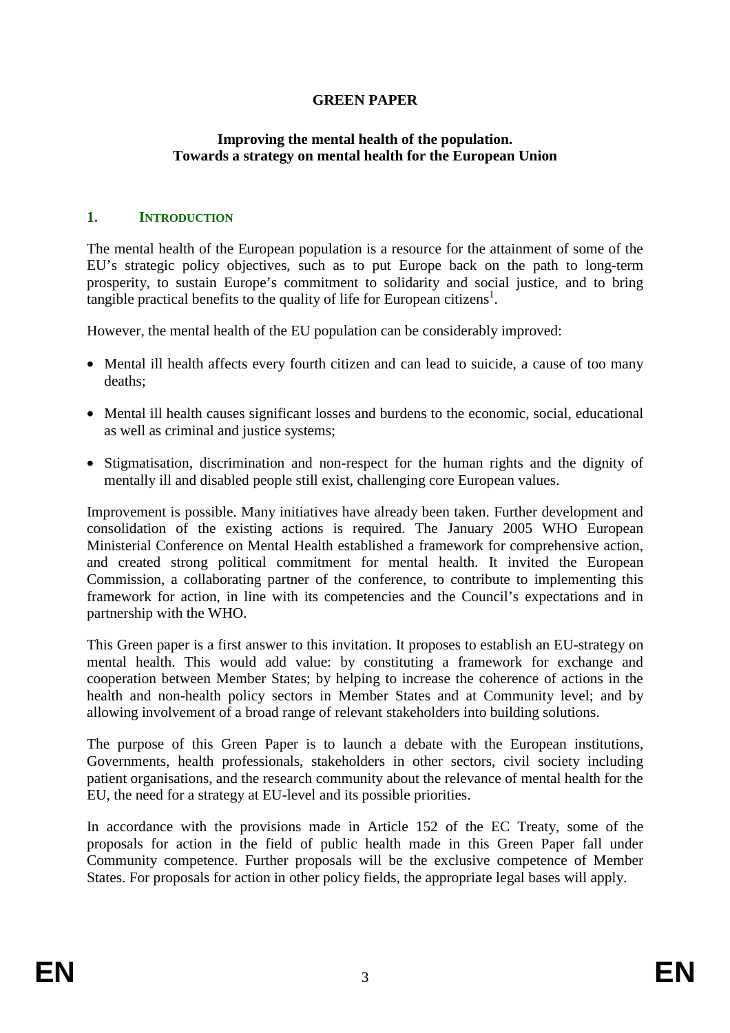# GREEN PAPER

## Improving the mental health of the population. Towards a strategy on mental health for the European Union

### 1. INTRODUCTION

The mental health of the European population is a resource for the attainment of some of the EU's strategic policy objectives, such as to put Europe back on the path to long-term prosperity, to sustain Europe's commitment to solidarity and social justice, and to bring tangible practical benefits to the quality of life for European citizens[1].

However, the mental health of the EU population can be considerably improved:

- Mental ill health affects every fourth citizen and can lead to suicide, a cause of too many deaths;
- Mental ill health causes significant losses and burdens to the economic, social, educational as well as criminal and justice systems;
- Stigmatisation, discrimination and non-respect for the human rights and the dignity of mentally ill and disabled people still exist, challenging core European values.

Improvement is possible. Many initiatives have already been taken. Further development and consolidation of the existing actions is required. The January 2005 WHO European Ministerial Conference on Mental Health established a framework for comprehensive action, and created strong political commitment for mental health. It invited the European Commission, a collaborating partner of the conference, to contribute to implementing this framework for action, in line with its competencies and the Council's expectations and in partnership with the WHO.

This Green paper is a first answer to this invitation. It proposes to establish an EU-strategy on mental health. This would add value: by constituting a framework for exchange and cooperation between Member States; by helping to increase the coherence of actions in the health and non-health policy sectors in Member States and at Community level; and by allowing involvement of a broad range of relevant stakeholders into building solutions.

The purpose of this Green Paper is to launch a debate with the European institutions, Governments, health professionals, stakeholders in other sectors, civil society including patient organisations, and the research community about the relevance of mental health for the EU, the need for a strategy at EU-level and its possible priorities.

In accordance with the provisions made in Article 152 of the EC Treaty, some of the proposals for action in the field of public health made in this Green Paper fall under Community competence. Further proposals will be the exclusive competence of Member States. For proposals for action in other policy fields, the appropriate legal bases will apply.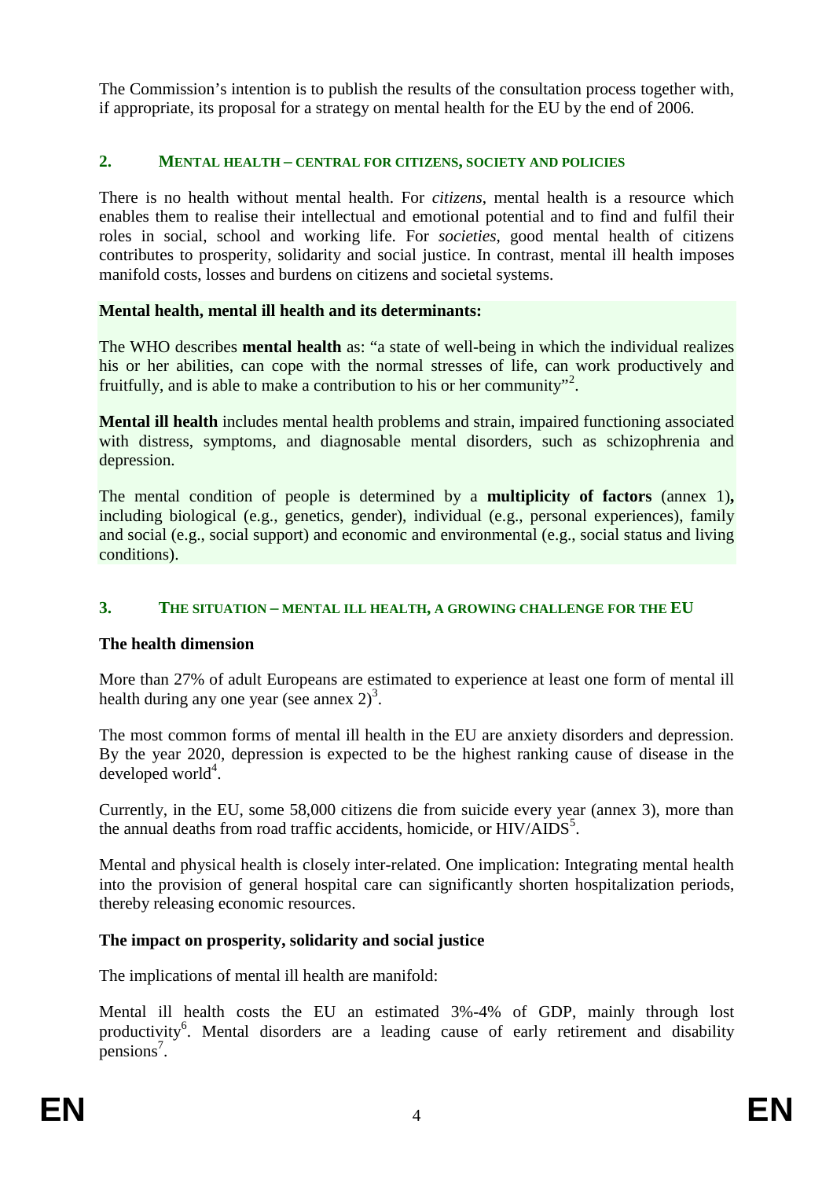The Commission's intention is to publish the results of the consultation process together with, if appropriate, its proposal for a strategy on mental health for the EU by the end of 2006.

## 2. MENTAL HEALTH – CENTRAL FOR CITIZENS, SOCIETY AND POLICIES

There is no health without mental health. For *citizens*, mental health is a resource which enables them to realise their intellectual and emotional potential and to find and fulfil their roles in social, school and working life. For *societies*, good mental health of citizens contributes to prosperity, solidarity and social justice. In contrast, mental ill health imposes manifold costs, losses and burdens on citizens and societal systems.

**Mental health, mental ill health and its determinants:**

The WHO describes **mental health** as: "a state of well-being in which the individual realizes his or her abilities, can cope with the normal stresses of life, can work productively and fruitfully, and is able to make a contribution to his or her community"[2].

**Mental ill health** includes mental health problems and strain, impaired functioning associated with distress, symptoms, and diagnosable mental disorders, such as schizophrenia and depression.

The mental condition of people is determined by a **multiplicity of factors** (annex 1)**,** including biological (e.g., genetics, gender), individual (e.g., personal experiences), family and social (e.g., social support) and economic and environmental (e.g., social status and living conditions).

## 3. THE SITUATION – MENTAL ILL HEALTH, A GROWING CHALLENGE FOR THE EU

**The health dimension**

More than 27% of adult Europeans are estimated to experience at least one form of mental ill health during any one year (see annex 2)[3].

The most common forms of mental ill health in the EU are anxiety disorders and depression. By the year 2020, depression is expected to be the highest ranking cause of disease in the developed world[4].

Currently, in the EU, some 58,000 citizens die from suicide every year (annex 3), more than the annual deaths from road traffic accidents, homicide, or HIV/AIDS[5].

Mental and physical health is closely inter-related. One implication: Integrating mental health into the provision of general hospital care can significantly shorten hospitalization periods, thereby releasing economic resources.

**The impact on prosperity, solidarity and social justice**

The implications of mental ill health are manifold:

Mental ill health costs the EU an estimated 3%-4% of GDP, mainly through lost productivity[6]. Mental disorders are a leading cause of early retirement and disability pensions[7].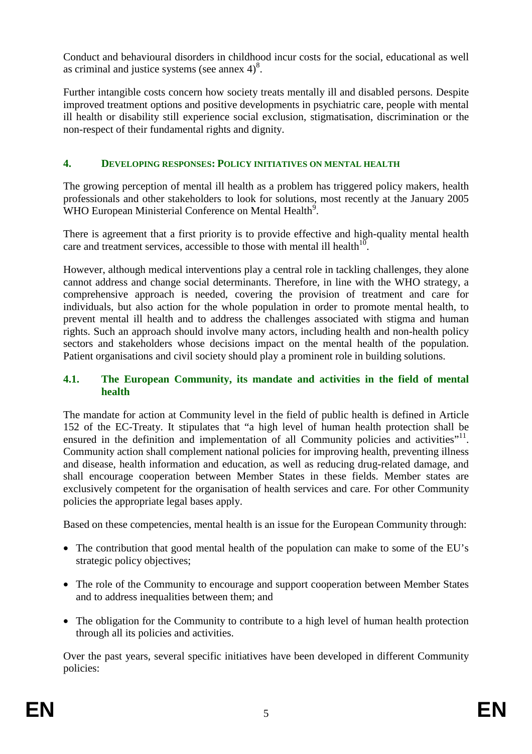Conduct and behavioural disorders in childhood incur costs for the social, educational as well as criminal and justice systems (see annex 4)[8].

Further intangible costs concern how society treats mentally ill and disabled persons. Despite improved treatment options and positive developments in psychiatric care, people with mental ill health or disability still experience social exclusion, stigmatisation, discrimination or the non-respect of their fundamental rights and dignity.

## 4. DEVELOPING RESPONSES: POLICY INITIATIVES ON MENTAL HEALTH

The growing perception of mental ill health as a problem has triggered policy makers, health professionals and other stakeholders to look for solutions, most recently at the January 2005 WHO European Ministerial Conference on Mental Health[9].

There is agreement that a first priority is to provide effective and high-quality mental health care and treatment services, accessible to those with mental ill health[10].

However, although medical interventions play a central role in tackling challenges, they alone cannot address and change social determinants. Therefore, in line with the WHO strategy, a comprehensive approach is needed, covering the provision of treatment and care for individuals, but also action for the whole population in order to promote mental health, to prevent mental ill health and to address the challenges associated with stigma and human rights. Such an approach should involve many actors, including health and non-health policy sectors and stakeholders whose decisions impact on the mental health of the population. Patient organisations and civil society should play a prominent role in building solutions.

### 4.1. The European Community, its mandate and activities in the field of mental health

The mandate for action at Community level in the field of public health is defined in Article 152 of the EC-Treaty. It stipulates that "a high level of human health protection shall be ensured in the definition and implementation of all Community policies and activities"[11]. Community action shall complement national policies for improving health, preventing illness and disease, health information and education, as well as reducing drug-related damage, and shall encourage cooperation between Member States in these fields. Member states are exclusively competent for the organisation of health services and care. For other Community policies the appropriate legal bases apply.

Based on these competencies, mental health is an issue for the European Community through:

- The contribution that good mental health of the population can make to some of the EU's strategic policy objectives;
- The role of the Community to encourage and support cooperation between Member States and to address inequalities between them; and
- The obligation for the Community to contribute to a high level of human health protection through all its policies and activities.

Over the past years, several specific initiatives have been developed in different Community policies: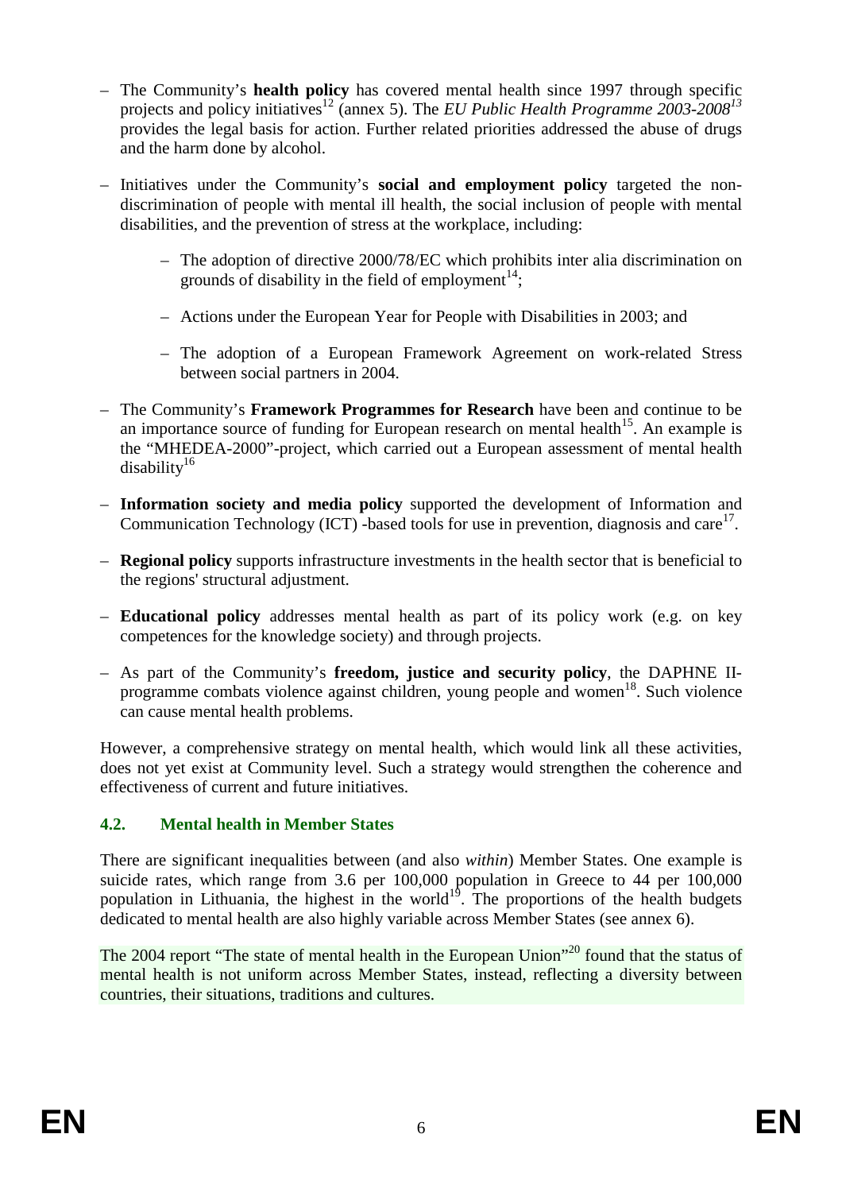- The Community's **health policy** has covered mental health since 1997 through specific projects and policy initiatives[12] (annex 5). The *EU Public Health Programme 2003-2008*[13] provides the legal basis for action. Further related priorities addressed the abuse of drugs and the harm done by alcohol.

- Initiatives under the Community's **social and employment policy** targeted the non-discrimination of people with mental ill health, the social inclusion of people with mental disabilities, and the prevention of stress at the workplace, including:

  - The adoption of directive 2000/78/EC which prohibits inter alia discrimination on grounds of disability in the field of employment[14];

  - Actions under the European Year for People with Disabilities in 2003; and

  - The adoption of a European Framework Agreement on work-related Stress between social partners in 2004.

- The Community's **Framework Programmes for Research** have been and continue to be an importance source of funding for European research on mental health[15]. An example is the "MHEDEA-2000"-project, which carried out a European assessment of mental health disability[16]

- **Information society and media policy** supported the development of Information and Communication Technology (ICT) -based tools for use in prevention, diagnosis and care[17].

- **Regional policy** supports infrastructure investments in the health sector that is beneficial to the regions' structural adjustment.

- **Educational policy** addresses mental health as part of its policy work (e.g. on key competences for the knowledge society) and through projects.

- As part of the Community's **freedom, justice and security policy**, the DAPHNE II-programme combats violence against children, young people and women[18]. Such violence can cause mental health problems.

However, a comprehensive strategy on mental health, which would link all these activities, does not yet exist at Community level. Such a strategy would strengthen the coherence and effectiveness of current and future initiatives.

### 4.2. Mental health in Member States

There are significant inequalities between (and also *within*) Member States. One example is suicide rates, which range from 3.6 per 100,000 population in Greece to 44 per 100,000 population in Lithuania, the highest in the world[19]. The proportions of the health budgets dedicated to mental health are also highly variable across Member States (see annex 6).

The 2004 report "The state of mental health in the European Union"[20] found that the status of mental health is not uniform across Member States, instead, reflecting a diversity between countries, their situations, traditions and cultures.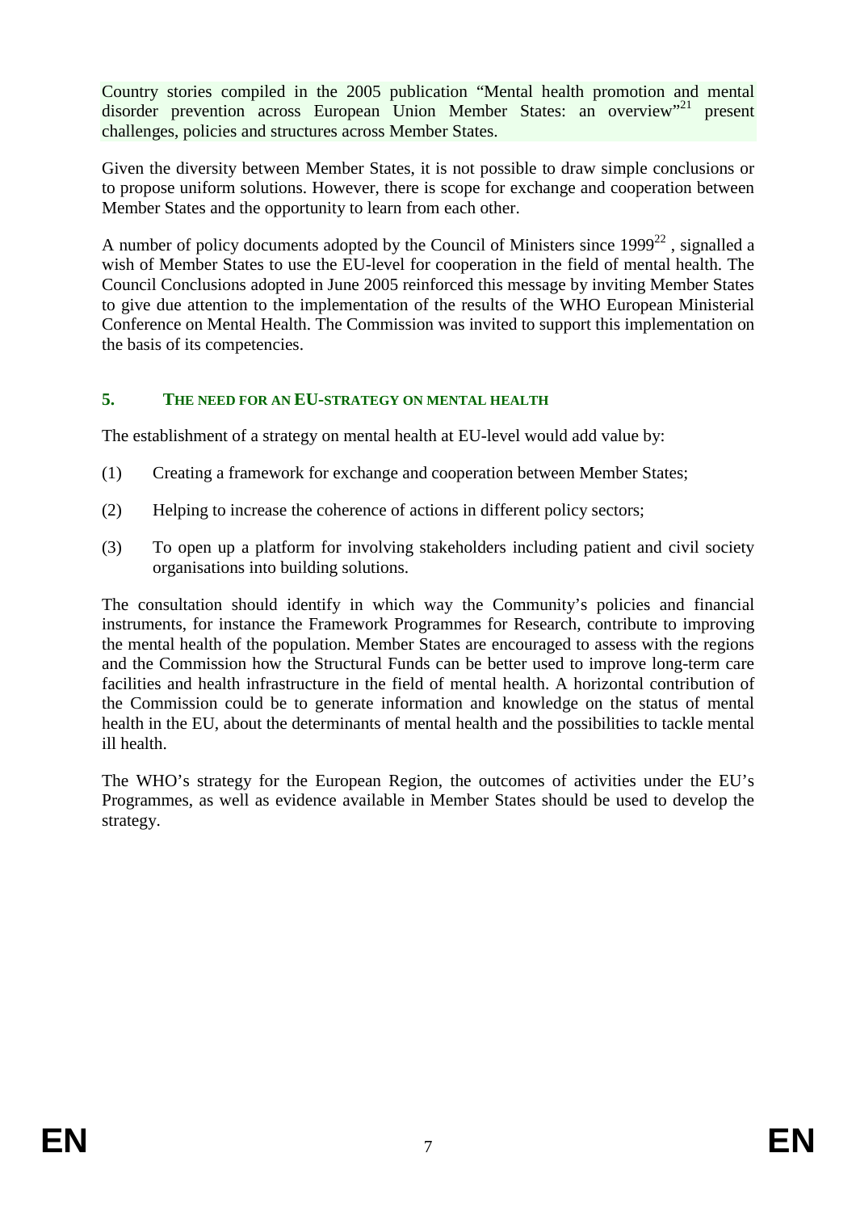Country stories compiled in the 2005 publication "Mental health promotion and mental disorder prevention across European Union Member States: an overview"[21] present challenges, policies and structures across Member States.

Given the diversity between Member States, it is not possible to draw simple conclusions or to propose uniform solutions. However, there is scope for exchange and cooperation between Member States and the opportunity to learn from each other.

A number of policy documents adopted by the Council of Ministers since 1999[22] , signalled a wish of Member States to use the EU-level for cooperation in the field of mental health. The Council Conclusions adopted in June 2005 reinforced this message by inviting Member States to give due attention to the implementation of the results of the WHO European Ministerial Conference on Mental Health. The Commission was invited to support this implementation on the basis of its competencies.

## 5. THE NEED FOR AN EU-STRATEGY ON MENTAL HEALTH

The establishment of a strategy on mental health at EU-level would add value by:

(1) Creating a framework for exchange and cooperation between Member States;

(2) Helping to increase the coherence of actions in different policy sectors;

(3) To open up a platform for involving stakeholders including patient and civil society organisations into building solutions.

The consultation should identify in which way the Community's policies and financial instruments, for instance the Framework Programmes for Research, contribute to improving the mental health of the population. Member States are encouraged to assess with the regions and the Commission how the Structural Funds can be better used to improve long-term care facilities and health infrastructure in the field of mental health. A horizontal contribution of the Commission could be to generate information and knowledge on the status of mental health in the EU, about the determinants of mental health and the possibilities to tackle mental ill health.

The WHO's strategy for the European Region, the outcomes of activities under the EU's Programmes, as well as evidence available in Member States should be used to develop the strategy.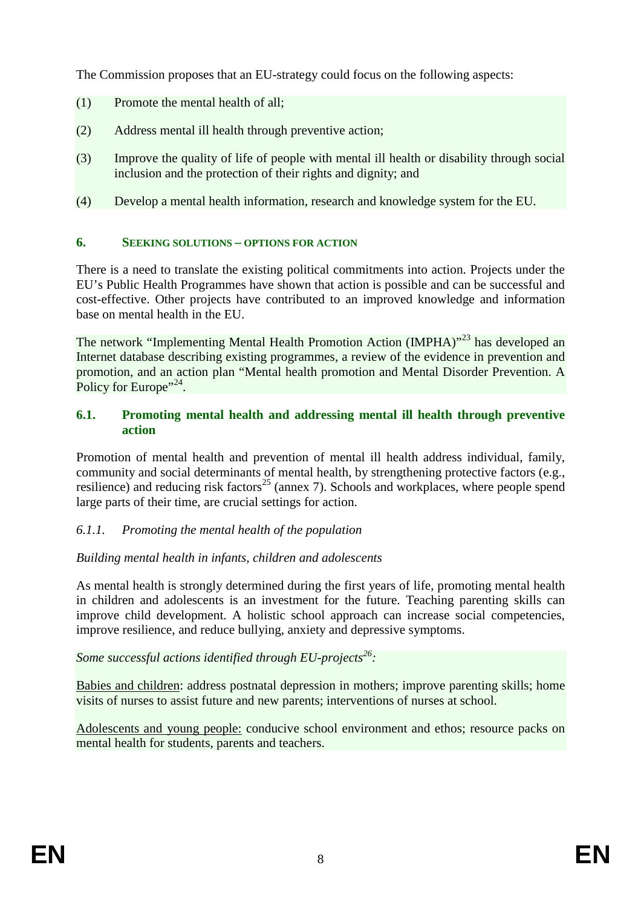The Commission proposes that an EU-strategy could focus on the following aspects:

(1) Promote the mental health of all;

(2) Address mental ill health through preventive action;

(3) Improve the quality of life of people with mental ill health or disability through social inclusion and the protection of their rights and dignity; and

(4) Develop a mental health information, research and knowledge system for the EU.

## 6. SEEKING SOLUTIONS – OPTIONS FOR ACTION

There is a need to translate the existing political commitments into action. Projects under the EU's Public Health Programmes have shown that action is possible and can be successful and cost-effective. Other projects have contributed to an improved knowledge and information base on mental health in the EU.

The network "Implementing Mental Health Promotion Action (IMPHA)"[23] has developed an Internet database describing existing programmes, a review of the evidence in prevention and promotion, and an action plan "Mental health promotion and Mental Disorder Prevention. A Policy for Europe"[24].

### 6.1. Promoting mental health and addressing mental ill health through preventive action

Promotion of mental health and prevention of mental ill health address individual, family, community and social determinants of mental health, by strengthening protective factors (e.g., resilience) and reducing risk factors[25] (annex 7). Schools and workplaces, where people spend large parts of their time, are crucial settings for action.

#### *6.1.1. Promoting the mental health of the population*

*Building mental health in infants, children and adolescents*

As mental health is strongly determined during the first years of life, promoting mental health in children and adolescents is an investment for the future. Teaching parenting skills can improve child development. A holistic school approach can increase social competencies, improve resilience, and reduce bullying, anxiety and depressive symptoms.

*Some successful actions identified through EU-projects[26]:*

<u>Babies and children</u>: address postnatal depression in mothers; improve parenting skills; home visits of nurses to assist future and new parents; interventions of nurses at school.

<u>Adolescents and young people:</u> conducive school environment and ethos; resource packs on mental health for students, parents and teachers.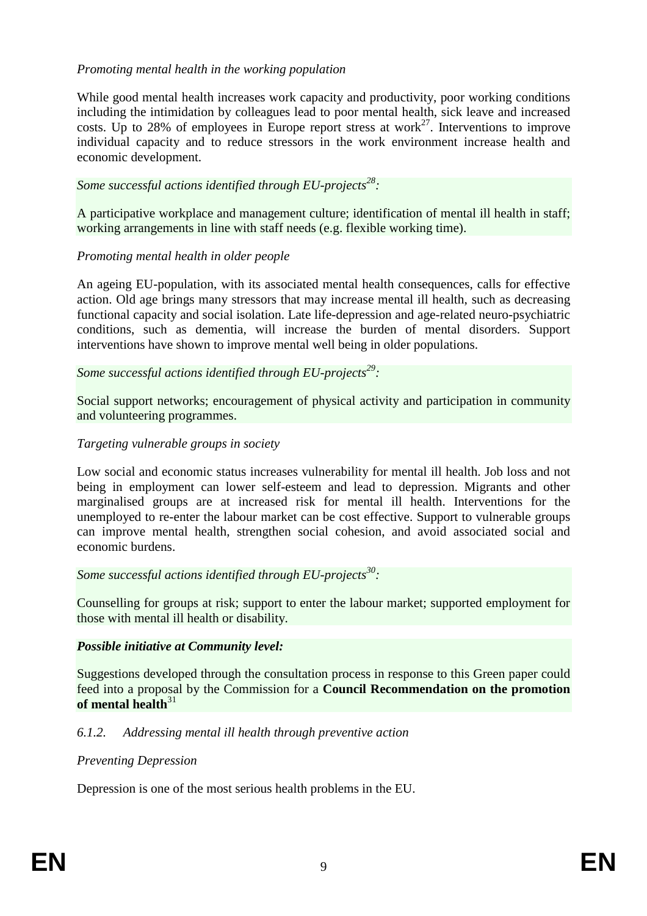*Promoting mental health in the working population*

While good mental health increases work capacity and productivity, poor working conditions including the intimidation by colleagues lead to poor mental health, sick leave and increased costs. Up to 28% of employees in Europe report stress at work[27]. Interventions to improve individual capacity and to reduce stressors in the work environment increase health and economic development.

*Some successful actions identified through EU-projects[28]:*

A participative workplace and management culture; identification of mental ill health in staff; working arrangements in line with staff needs (e.g. flexible working time).

*Promoting mental health in older people*

An ageing EU-population, with its associated mental health consequences, calls for effective action. Old age brings many stressors that may increase mental ill health, such as decreasing functional capacity and social isolation. Late life-depression and age-related neuro-psychiatric conditions, such as dementia, will increase the burden of mental disorders. Support interventions have shown to improve mental well being in older populations.

*Some successful actions identified through EU-projects[29]:*

Social support networks; encouragement of physical activity and participation in community and volunteering programmes.

*Targeting vulnerable groups in society*

Low social and economic status increases vulnerability for mental ill health. Job loss and not being in employment can lower self-esteem and lead to depression. Migrants and other marginalised groups are at increased risk for mental ill health. Interventions for the unemployed to re-enter the labour market can be cost effective. Support to vulnerable groups can improve mental health, strengthen social cohesion, and avoid associated social and economic burdens.

*Some successful actions identified through EU-projects[30]:*

Counselling for groups at risk; support to enter the labour market; supported employment for those with mental ill health or disability.

***Possible initiative at Community level:***

Suggestions developed through the consultation process in response to this Green paper could feed into a proposal by the Commission for a **Council Recommendation on the promotion of mental health**[31]

### *6.1.2. Addressing mental ill health through preventive action*

*Preventing Depression*

Depression is one of the most serious health problems in the EU.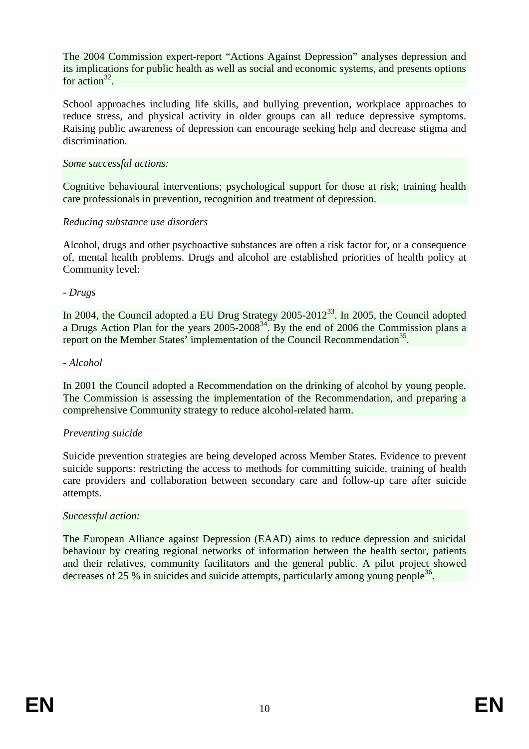The 2004 Commission expert-report "Actions Against Depression" analyses depression and its implications for public health as well as social and economic systems, and presents options for action[32].

School approaches including life skills, and bullying prevention, workplace approaches to reduce stress, and physical activity in older groups can all reduce depressive symptoms. Raising public awareness of depression can encourage seeking help and decrease stigma and discrimination.

*Some successful actions:*

Cognitive behavioural interventions; psychological support for those at risk; training health care professionals in prevention, recognition and treatment of depression.

*Reducing substance use disorders*

Alcohol, drugs and other psychoactive substances are often a risk factor for, or a consequence of, mental health problems. Drugs and alcohol are established priorities of health policy at Community level:

- *Drugs*

In 2004, the Council adopted a EU Drug Strategy 2005-2012[33]. In 2005, the Council adopted a Drugs Action Plan for the years 2005-2008[34]. By the end of 2006 the Commission plans a report on the Member States' implementation of the Council Recommendation[35].

- *Alcohol*

In 2001 the Council adopted a Recommendation on the drinking of alcohol by young people. The Commission is assessing the implementation of the Recommendation, and preparing a comprehensive Community strategy to reduce alcohol-related harm.

*Preventing suicide*

Suicide prevention strategies are being developed across Member States. Evidence to prevent suicide supports: restricting the access to methods for committing suicide, training of health care providers and collaboration between secondary care and follow-up care after suicide attempts.

*Successful action:*

The European Alliance against Depression (EAAD) aims to reduce depression and suicidal behaviour by creating regional networks of information between the health sector, patients and their relatives, community facilitators and the general public. A pilot project showed decreases of 25 % in suicides and suicide attempts, particularly among young people[36].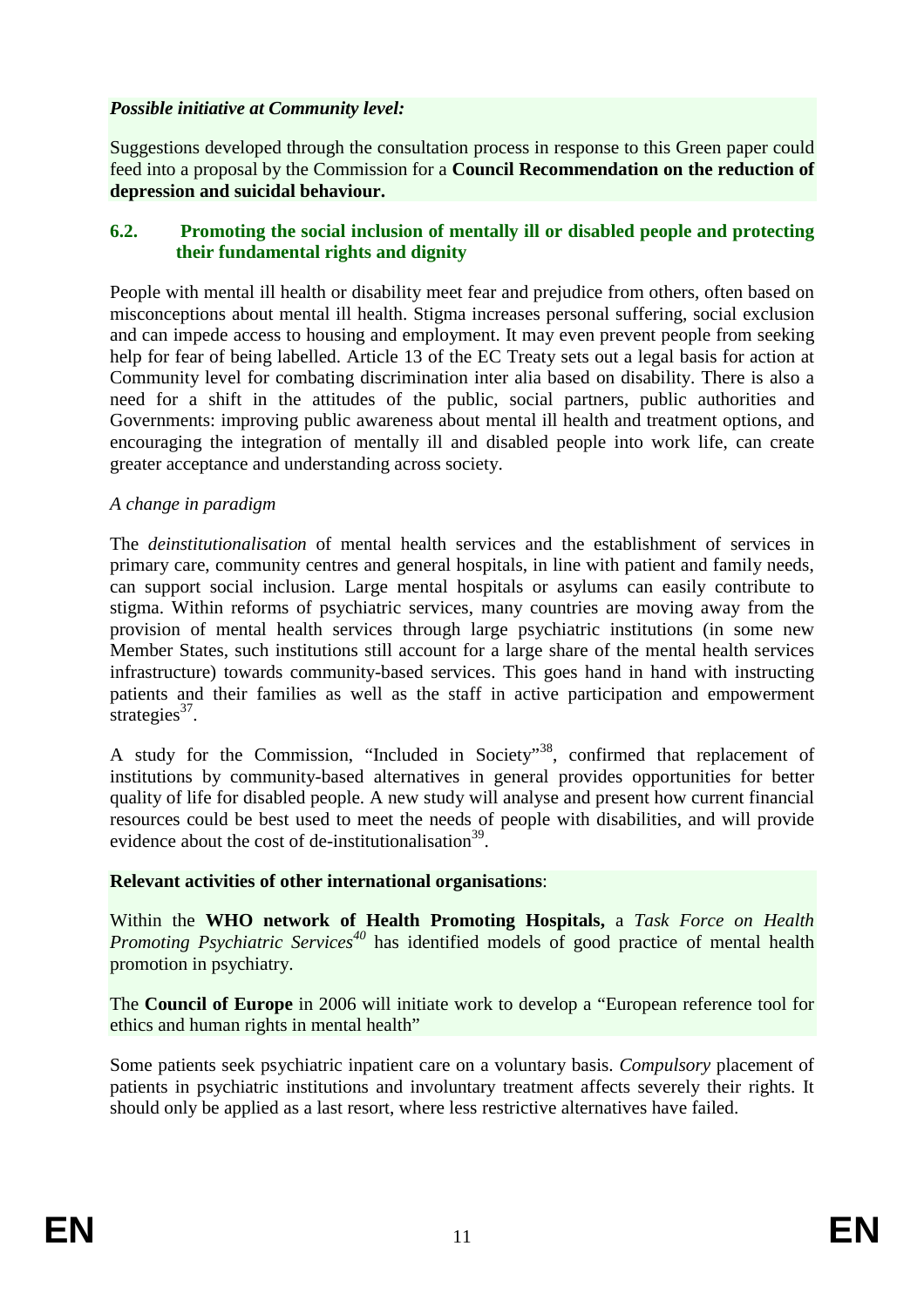*Possible initiative at Community level:*

Suggestions developed through the consultation process in response to this Green paper could feed into a proposal by the Commission for a **Council Recommendation on the reduction of depression and suicidal behaviour.**

### 6.2. Promoting the social inclusion of mentally ill or disabled people and protecting their fundamental rights and dignity

People with mental ill health or disability meet fear and prejudice from others, often based on misconceptions about mental ill health. Stigma increases personal suffering, social exclusion and can impede access to housing and employment. It may even prevent people from seeking help for fear of being labelled. Article 13 of the EC Treaty sets out a legal basis for action at Community level for combating discrimination inter alia based on disability. There is also a need for a shift in the attitudes of the public, social partners, public authorities and Governments: improving public awareness about mental ill health and treatment options, and encouraging the integration of mentally ill and disabled people into work life, can create greater acceptance and understanding across society.

*A change in paradigm*

The *deinstitutionalisation* of mental health services and the establishment of services in primary care, community centres and general hospitals, in line with patient and family needs, can support social inclusion. Large mental hospitals or asylums can easily contribute to stigma. Within reforms of psychiatric services, many countries are moving away from the provision of mental health services through large psychiatric institutions (in some new Member States, such institutions still account for a large share of the mental health services infrastructure) towards community-based services. This goes hand in hand with instructing patients and their families as well as the staff in active participation and empowerment strategies[37].

A study for the Commission, "Included in Society"[38], confirmed that replacement of institutions by community-based alternatives in general provides opportunities for better quality of life for disabled people. A new study will analyse and present how current financial resources could be best used to meet the needs of people with disabilities, and will provide evidence about the cost of de-institutionalisation[39].

**Relevant activities of other international organisations**:

Within the **WHO network of Health Promoting Hospitals,** a *Task Force on Health Promoting Psychiatric Services*[40] has identified models of good practice of mental health promotion in psychiatry.

The **Council of Europe** in 2006 will initiate work to develop a "European reference tool for ethics and human rights in mental health"

Some patients seek psychiatric inpatient care on a voluntary basis. *Compulsory* placement of patients in psychiatric institutions and involuntary treatment affects severely their rights. It should only be applied as a last resort, where less restrictive alternatives have failed.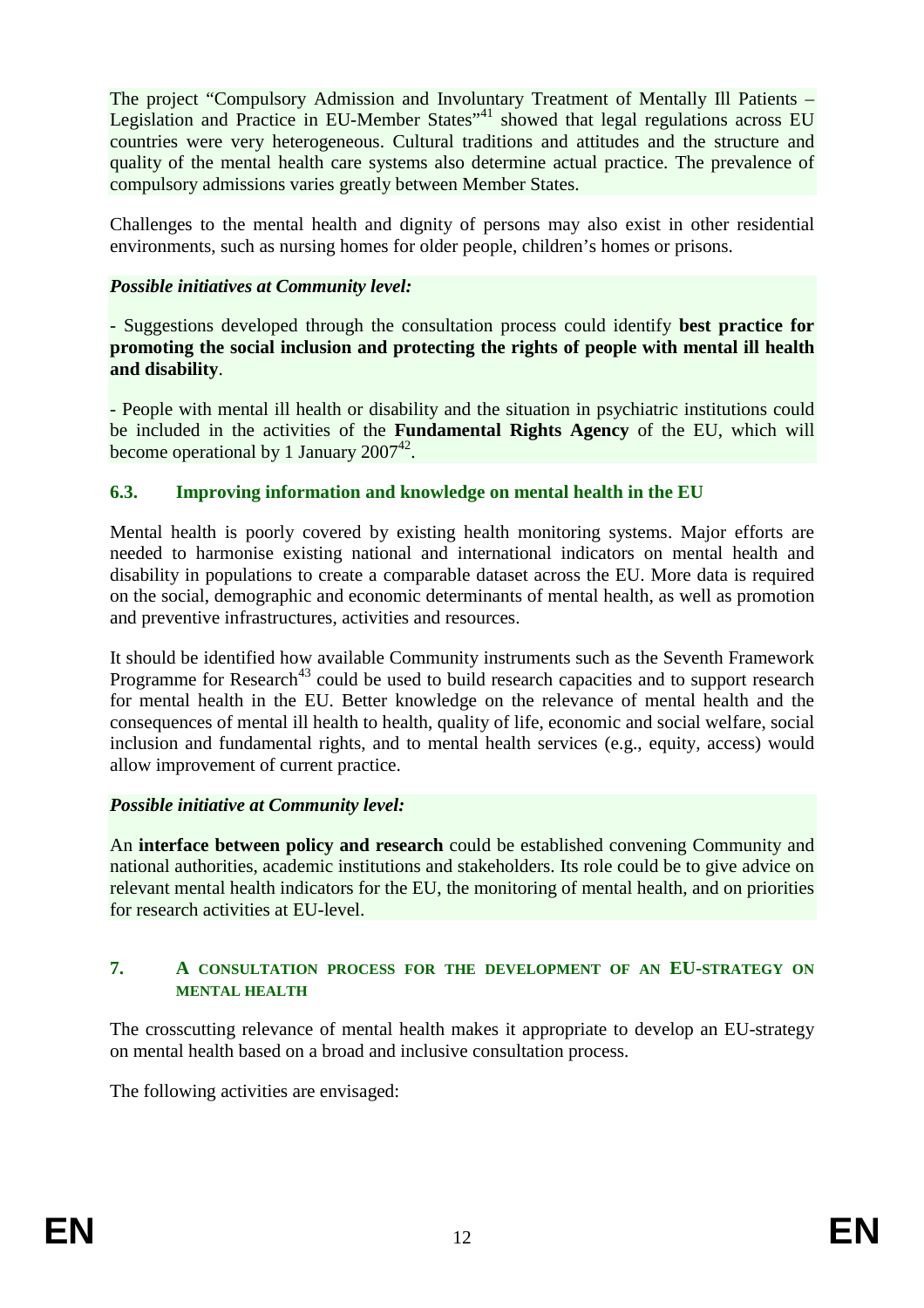The project "Compulsory Admission and Involuntary Treatment of Mentally Ill Patients – Legislation and Practice in EU-Member States"[41] showed that legal regulations across EU countries were very heterogeneous. Cultural traditions and attitudes and the structure and quality of the mental health care systems also determine actual practice. The prevalence of compulsory admissions varies greatly between Member States.

Challenges to the mental health and dignity of persons may also exist in other residential environments, such as nursing homes for older people, children's homes or prisons.

***Possible initiatives at Community level:***

- Suggestions developed through the consultation process could identify **best practice for promoting the social inclusion and protecting the rights of people with mental ill health and disability**.

- People with mental ill health or disability and the situation in psychiatric institutions could be included in the activities of the **Fundamental Rights Agency** of the EU, which will become operational by 1 January 2007[42].

### 6.3. Improving information and knowledge on mental health in the EU

Mental health is poorly covered by existing health monitoring systems. Major efforts are needed to harmonise existing national and international indicators on mental health and disability in populations to create a comparable dataset across the EU. More data is required on the social, demographic and economic determinants of mental health, as well as promotion and preventive infrastructures, activities and resources.

It should be identified how available Community instruments such as the Seventh Framework Programme for Research[43] could be used to build research capacities and to support research for mental health in the EU. Better knowledge on the relevance of mental health and the consequences of mental ill health to health, quality of life, economic and social welfare, social inclusion and fundamental rights, and to mental health services (e.g., equity, access) would allow improvement of current practice.

***Possible initiative at Community level:***

An **interface between policy and research** could be established convening Community and national authorities, academic institutions and stakeholders. Its role could be to give advice on relevant mental health indicators for the EU, the monitoring of mental health, and on priorities for research activities at EU-level.

## 7. A CONSULTATION PROCESS FOR THE DEVELOPMENT OF AN EU-STRATEGY ON MENTAL HEALTH

The crosscutting relevance of mental health makes it appropriate to develop an EU-strategy on mental health based on a broad and inclusive consultation process.

The following activities are envisaged: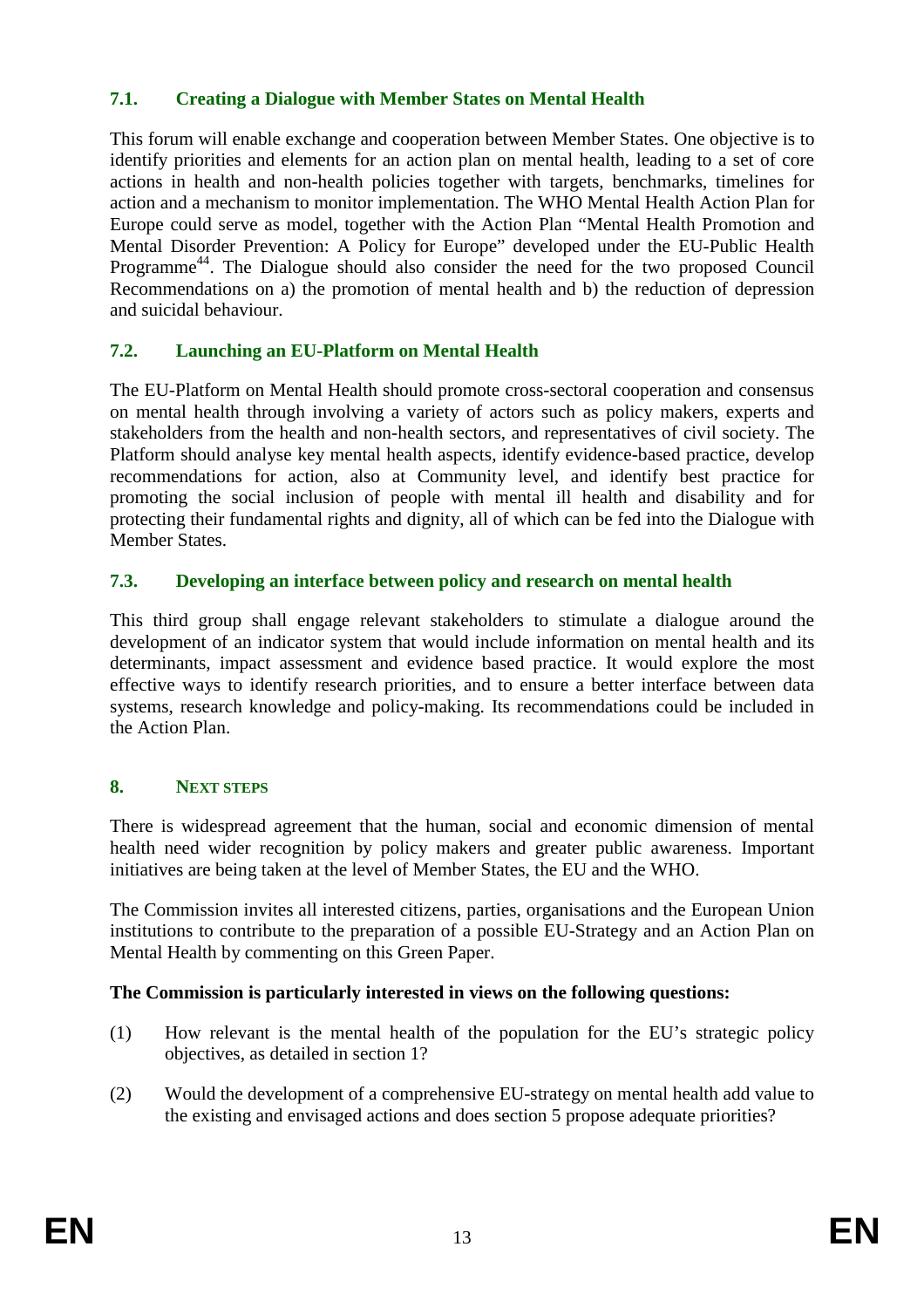### 7.1. Creating a Dialogue with Member States on Mental Health

This forum will enable exchange and cooperation between Member States. One objective is to identify priorities and elements for an action plan on mental health, leading to a set of core actions in health and non-health policies together with targets, benchmarks, timelines for action and a mechanism to monitor implementation. The WHO Mental Health Action Plan for Europe could serve as model, together with the Action Plan "Mental Health Promotion and Mental Disorder Prevention: A Policy for Europe" developed under the EU-Public Health Programme[44]. The Dialogue should also consider the need for the two proposed Council Recommendations on a) the promotion of mental health and b) the reduction of depression and suicidal behaviour.

### 7.2. Launching an EU-Platform on Mental Health

The EU-Platform on Mental Health should promote cross-sectoral cooperation and consensus on mental health through involving a variety of actors such as policy makers, experts and stakeholders from the health and non-health sectors, and representatives of civil society. The Platform should analyse key mental health aspects, identify evidence-based practice, develop recommendations for action, also at Community level, and identify best practice for promoting the social inclusion of people with mental ill health and disability and for protecting their fundamental rights and dignity, all of which can be fed into the Dialogue with Member States.

### 7.3. Developing an interface between policy and research on mental health

This third group shall engage relevant stakeholders to stimulate a dialogue around the development of an indicator system that would include information on mental health and its determinants, impact assessment and evidence based practice. It would explore the most effective ways to identify research priorities, and to ensure a better interface between data systems, research knowledge and policy-making. Its recommendations could be included in the Action Plan.

## 8. NEXT STEPS

There is widespread agreement that the human, social and economic dimension of mental health need wider recognition by policy makers and greater public awareness. Important initiatives are being taken at the level of Member States, the EU and the WHO.

The Commission invites all interested citizens, parties, organisations and the European Union institutions to contribute to the preparation of a possible EU-Strategy and an Action Plan on Mental Health by commenting on this Green Paper.

**The Commission is particularly interested in views on the following questions:**

(1) How relevant is the mental health of the population for the EU's strategic policy objectives, as detailed in section 1?

(2) Would the development of a comprehensive EU-strategy on mental health add value to the existing and envisaged actions and does section 5 propose adequate priorities?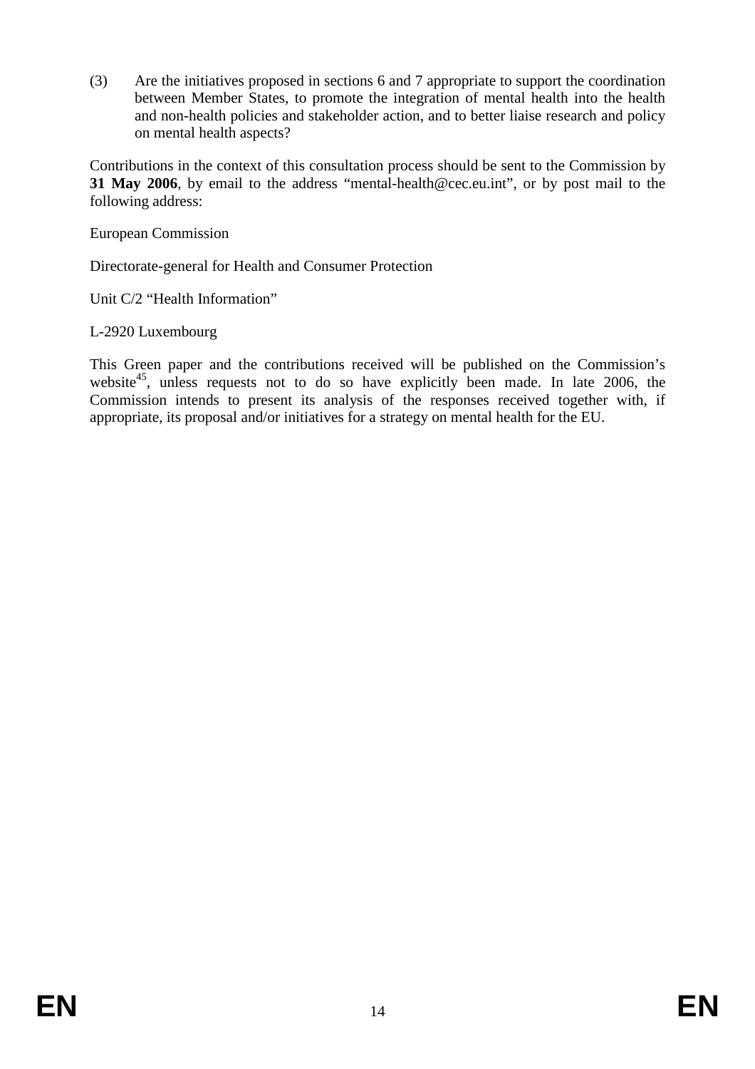(3) Are the initiatives proposed in sections 6 and 7 appropriate to support the coordination between Member States, to promote the integration of mental health into the health and non-health policies and stakeholder action, and to better liaise research and policy on mental health aspects?

Contributions in the context of this consultation process should be sent to the Commission by **31 May 2006**, by email to the address “mental-health@cec.eu.int”, or by post mail to the following address:

European Commission

Directorate-general for Health and Consumer Protection

Unit C/2 “Health Information”

L-2920 Luxembourg

This Green paper and the contributions received will be published on the Commission’s website[45], unless requests not to do so have explicitly been made. In late 2006, the Commission intends to present its analysis of the responses received together with, if appropriate, its proposal and/or initiatives for a strategy on mental health for the EU.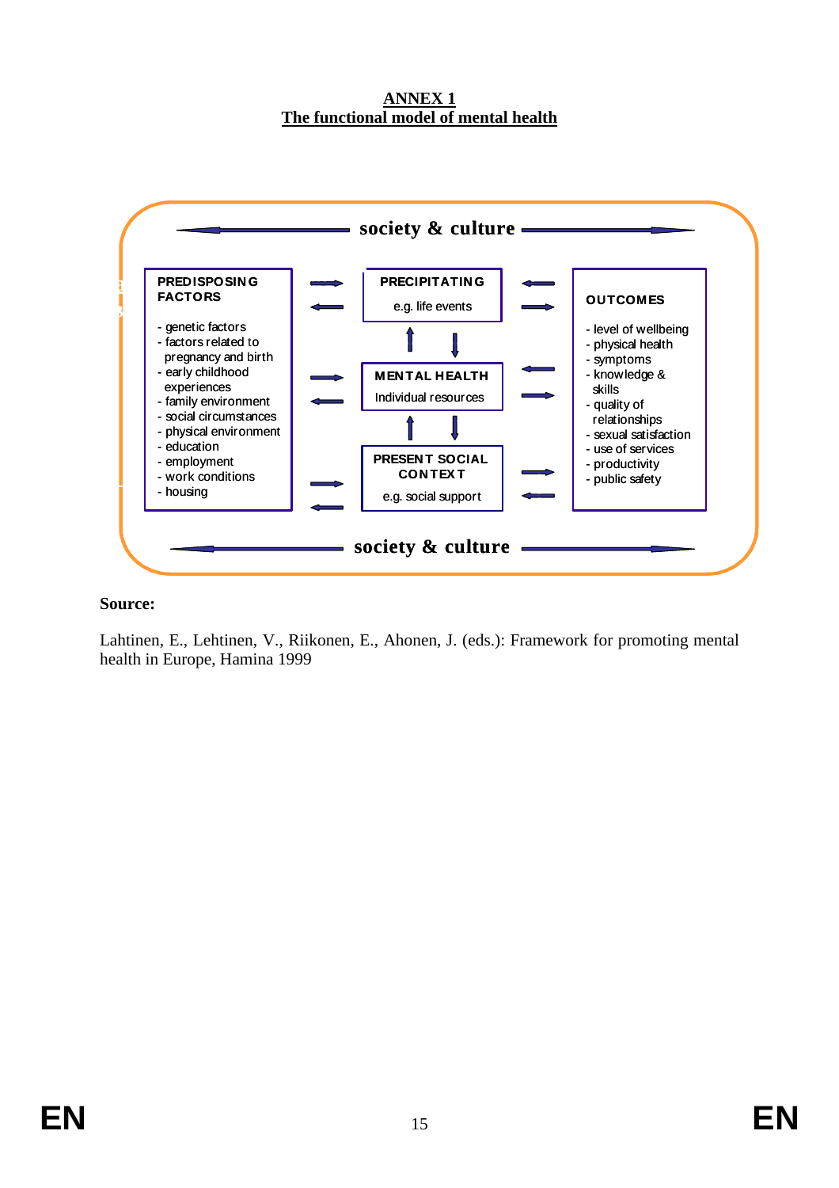# ANNEX 1
## The functional model of mental health

society & culture

**PREDISPOSING FACTORS**

- genetic factors
- factors related to pregnancy and birth
- early childhood experiences
- family environment
- social circumstances
- physical environment
- education
- employment
- work conditions
- housing

**PRECIPITATING**

e.g. life events

**MENTAL HEALTH**

Individual resources

**PRESENT SOCIAL CONTEXT**

e.g. social support

**OUTCOMES**

- level of wellbeing
- physical health
- symptoms
- knowledge & skills
- quality of relationships
- sexual satisfaction
- use of services
- productivity
- public safety

society & culture

**Source:**

Lahtinen, E., Lehtinen, V., Riikonen, E., Ahonen, J. (eds.): Framework for promoting mental health in Europe, Hamina 1999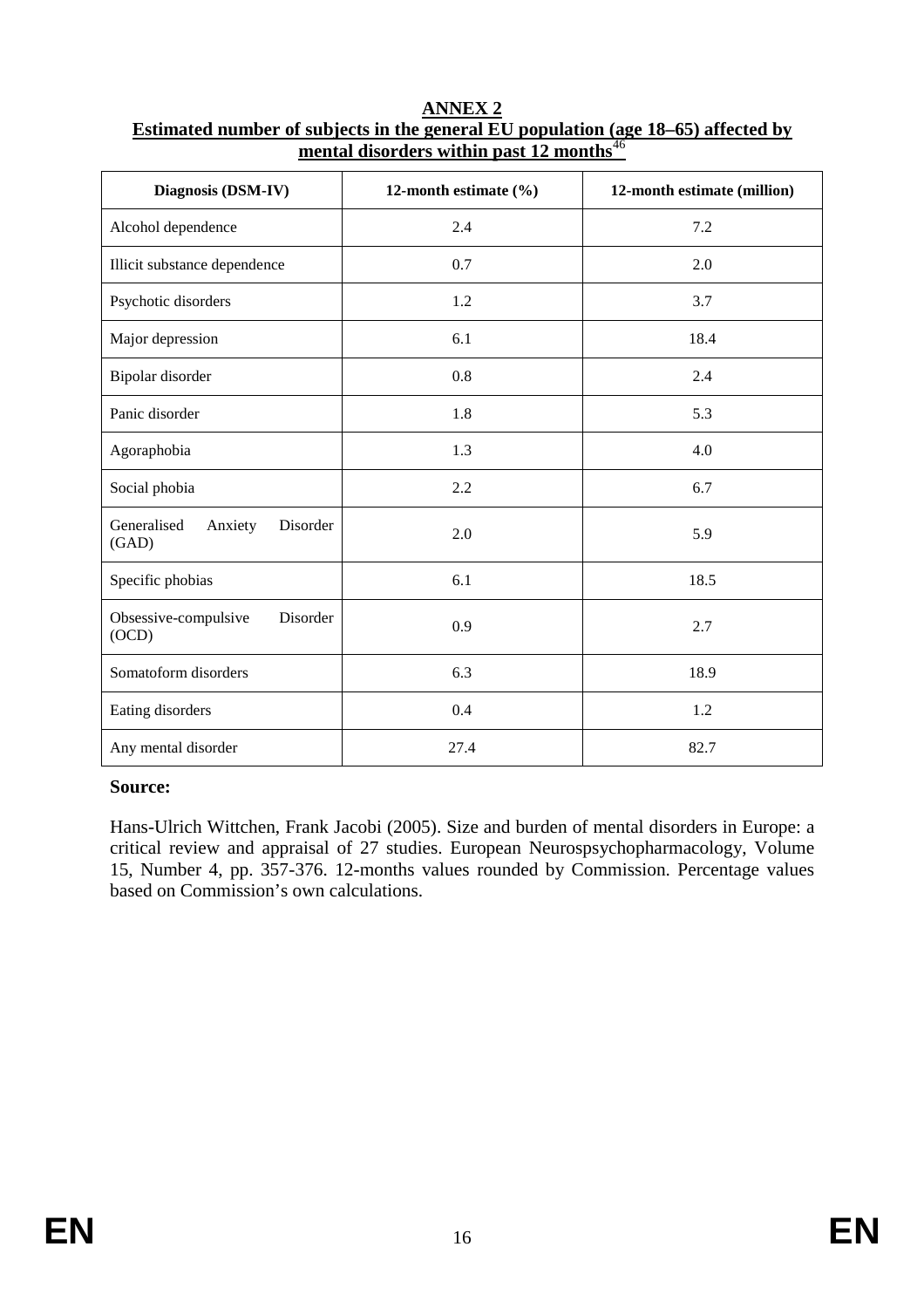## ANNEX 2

**Estimated number of subjects in the general EU population (age 18–65) affected by mental disorders within past 12 months**[46]

| Diagnosis (DSM-IV) | 12-month estimate (%) | 12-month estimate (million) |
|---|---|---|
| Alcohol dependence | 2.4 | 7.2 |
| Illicit substance dependence | 0.7 | 2.0 |
| Psychotic disorders | 1.2 | 3.7 |
| Major depression | 6.1 | 18.4 |
| Bipolar disorder | 0.8 | 2.4 |
| Panic disorder | 1.8 | 5.3 |
| Agoraphobia | 1.3 | 4.0 |
| Social phobia | 2.2 | 6.7 |
| Generalised Anxiety Disorder (GAD) | 2.0 | 5.9 |
| Specific phobias | 6.1 | 18.5 |
| Obsessive-compulsive Disorder (OCD) | 0.9 | 2.7 |
| Somatoform disorders | 6.3 | 18.9 |
| Eating disorders | 0.4 | 1.2 |
| Any mental disorder | 27.4 | 82.7 |

**Source:**

Hans-Ulrich Wittchen, Frank Jacobi (2005). Size and burden of mental disorders in Europe: a critical review and appraisal of 27 studies. European Neurospsychopharmacology, Volume 15, Number 4, pp. 357-376. 12-months values rounded by Commission. Percentage values based on Commission's own calculations.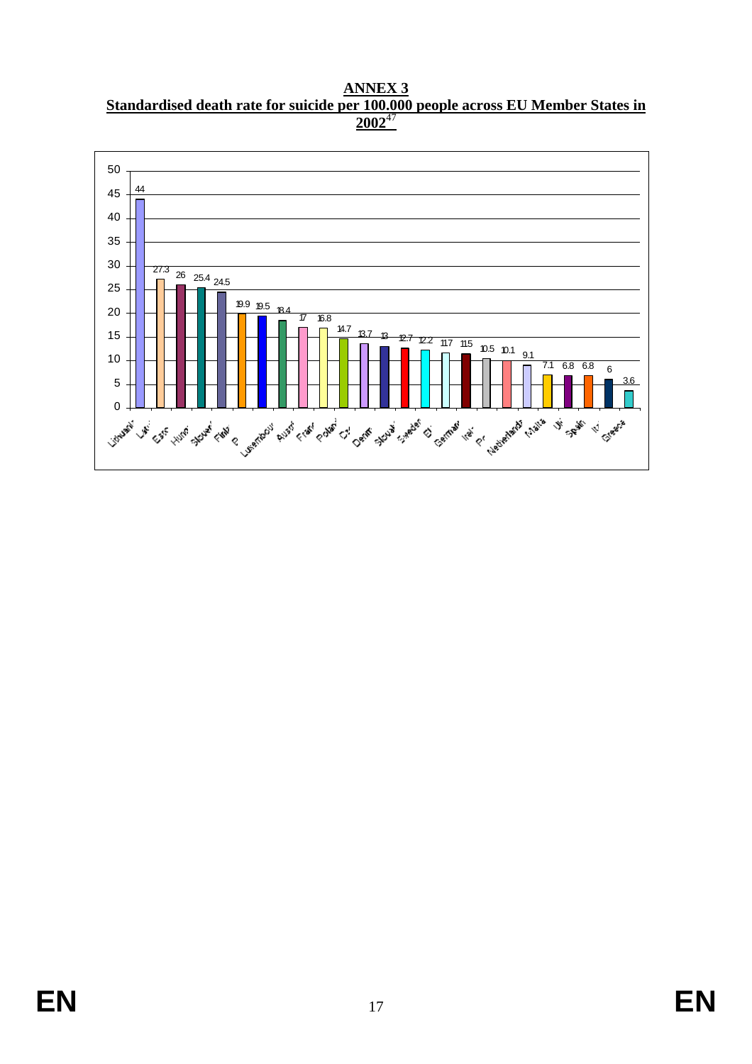**ANNEX 3**

**Standardised death rate for suicide per 100.000 people across EU Member States in 2002**[47]

| Country | Rate |
|---|---|
| Lithuania | 44 |
| Latvia | 27.3 |
| Estonia | 26 |
| Hungary | 25.4 |
| Slovenia | 24.5 |
| Finland | 19.9 |
| B | 19.5 |
| Luxembourg | 18.4 |
| Austria | 17 |
| France | 16.8 |
| Poland | 14.7 |
| Cz | 13.7 |
| Denmark | 13 |
| Slovakia | 12.7 |
| Sweden | 12.2 |
| EU | 11.7 |
| Germany | 11.5 |
| Ireland | 10.5 |
| Pt | 10.1 |
| Netherlands | 9.1 |
| Malta | 7.1 |
| UK | 6.8 |
| Spain | 6.8 |
| It | 6 |
| Greece | 3.6 |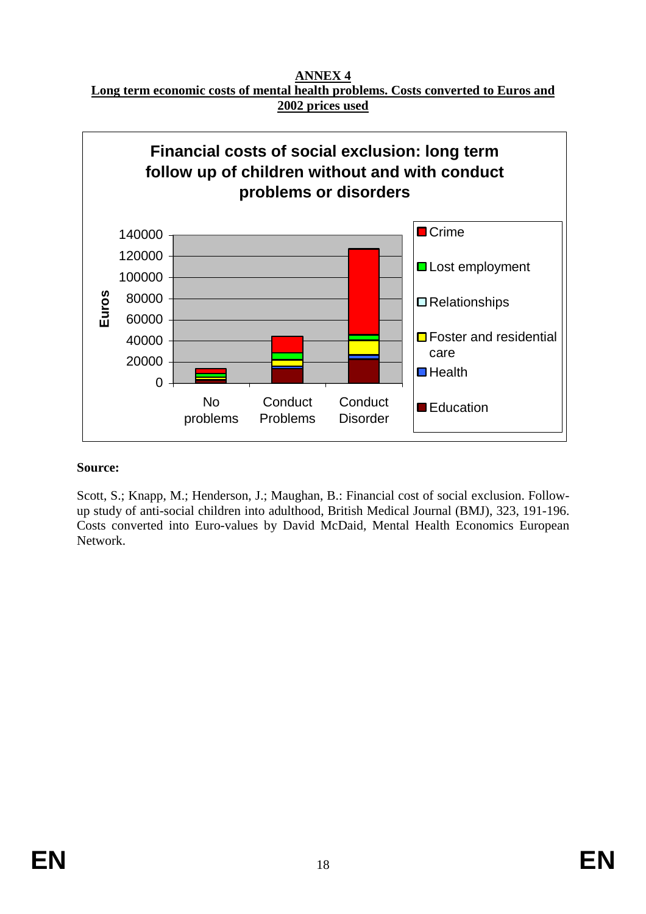**ANNEX 4**

**Long term economic costs of mental health problems. Costs converted to Euros and 2002 prices used**

Financial costs of social exclusion: long term follow up of children without and with conduct problems or disorders

Euros

140000
120000
100000
80000
60000
40000
20000
0

No problems | Conduct Problems | Conduct Disorder

Crime
Lost employment
Relationships
Foster and residential care
Health
Education

**Source:**

Scott, S.; Knapp, M.; Henderson, J.; Maughan, B.: Financial cost of social exclusion. Follow-up study of anti-social children into adulthood, British Medical Journal (BMJ), 323, 191-196. Costs converted into Euro-values by David McDaid, Mental Health Economics European Network.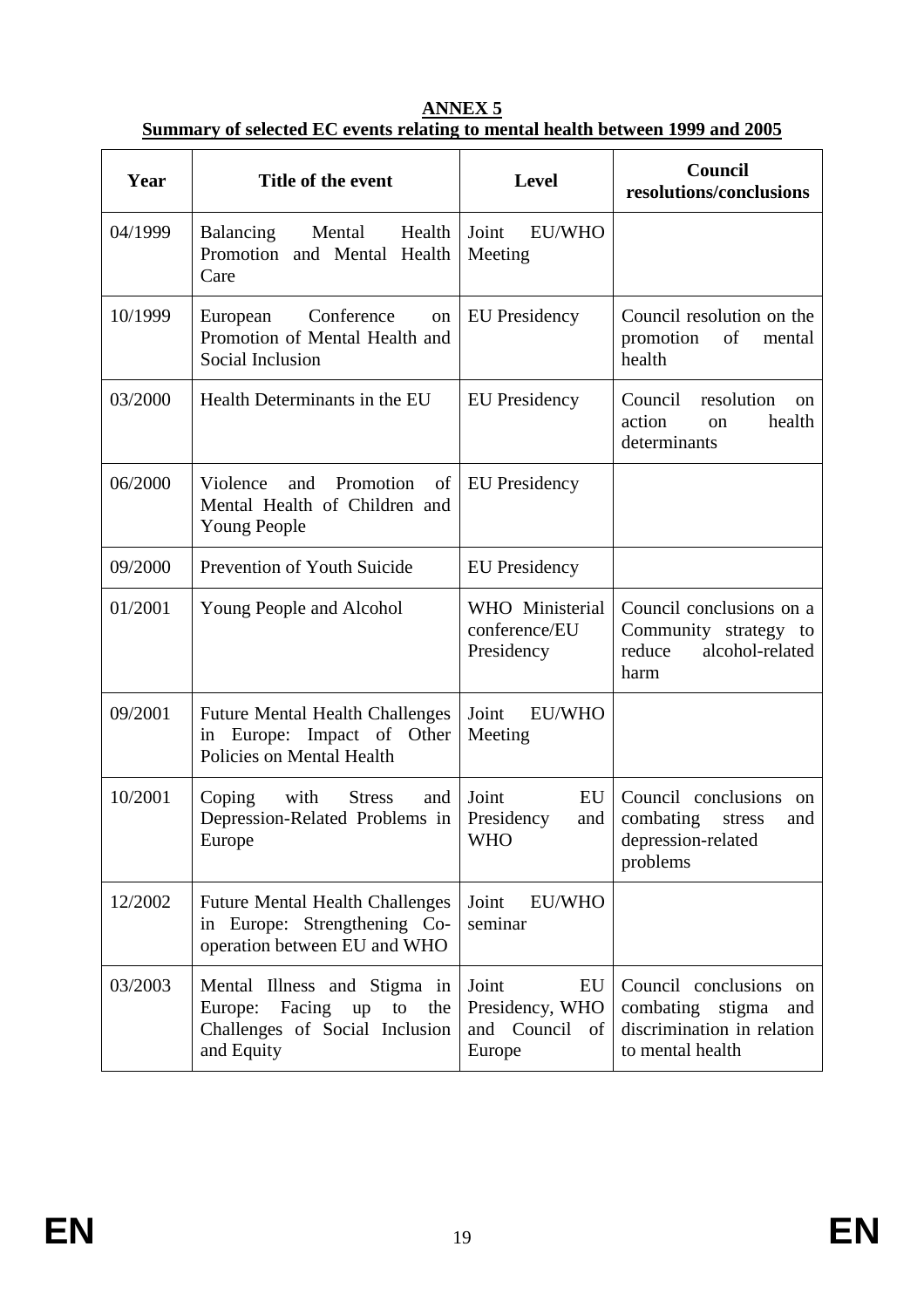**ANNEX 5**

**Summary of selected EC events relating to mental health between 1999 and 2005**

| Year | Title of the event | Level | Council resolutions/conclusions |
|---|---|---|---|
| 04/1999 | Balancing Mental Health Promotion and Mental Health Care | Joint EU/WHO Meeting | |
| 10/1999 | European Conference on Promotion of Mental Health and Social Inclusion | EU Presidency | Council resolution on the promotion of mental health |
| 03/2000 | Health Determinants in the EU | EU Presidency | Council resolution on action on health determinants |
| 06/2000 | Violence and Promotion of Mental Health of Children and Young People | EU Presidency | |
| 09/2000 | Prevention of Youth Suicide | EU Presidency | |
| 01/2001 | Young People and Alcohol | WHO Ministerial conference/EU Presidency | Council conclusions on a Community strategy to reduce alcohol-related harm |
| 09/2001 | Future Mental Health Challenges in Europe: Impact of Other Policies on Mental Health | Joint EU/WHO Meeting | |
| 10/2001 | Coping with Stress and Depression-Related Problems in Europe | Joint EU Presidency and WHO | Council conclusions on combating stress and depression-related problems |
| 12/2002 | Future Mental Health Challenges in Europe: Strengthening Co-operation between EU and WHO | Joint EU/WHO seminar | |
| 03/2003 | Mental Illness and Stigma in Europe: Facing up to the Challenges of Social Inclusion and Equity | Joint EU Presidency, WHO and Council of Europe | Council conclusions on combating stigma and discrimination in relation to mental health |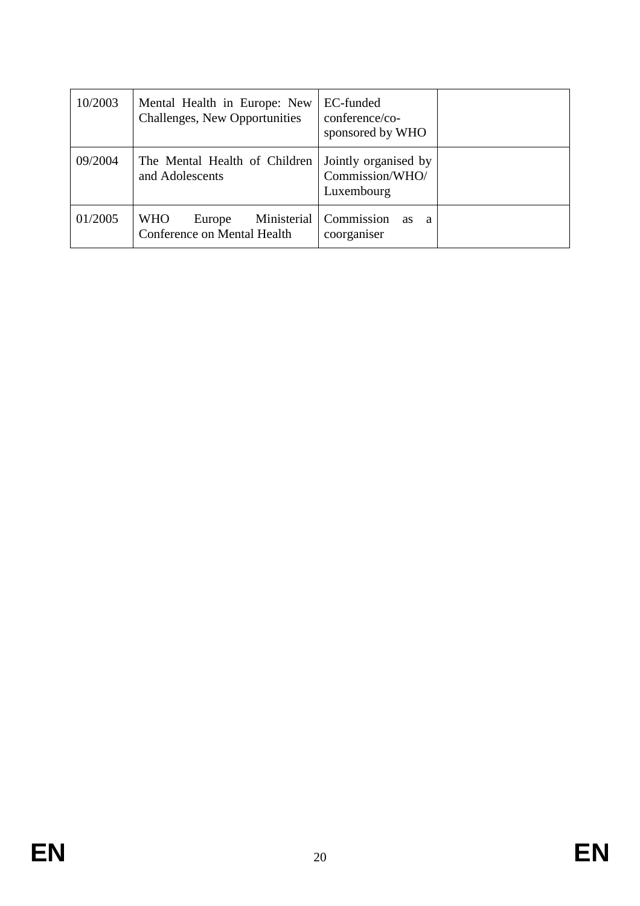| | | | |
|---|---|---|---|
| 10/2003 | Mental Health in Europe: New Challenges, New Opportunities | EC-funded conference/co-sponsored by WHO | |
| 09/2004 | The Mental Health of Children and Adolescents | Jointly organised by Commission/WHO/ Luxembourg | |
| 01/2005 | WHO Europe Ministerial Conference on Mental Health | Commission as a coorganiser | |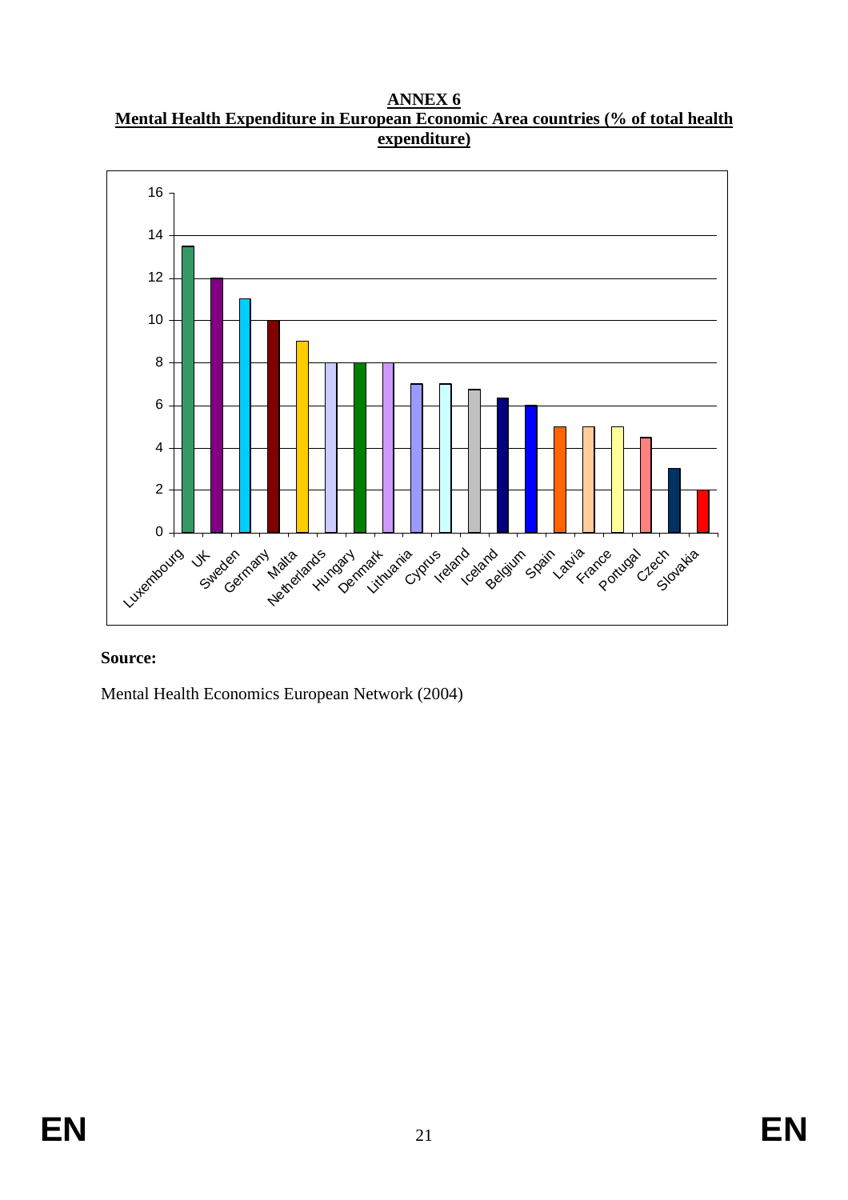**ANNEX 6**

**Mental Health Expenditure in European Economic Area countries (% of total health expenditure)**

**Source:**

Mental Health Economics European Network (2004)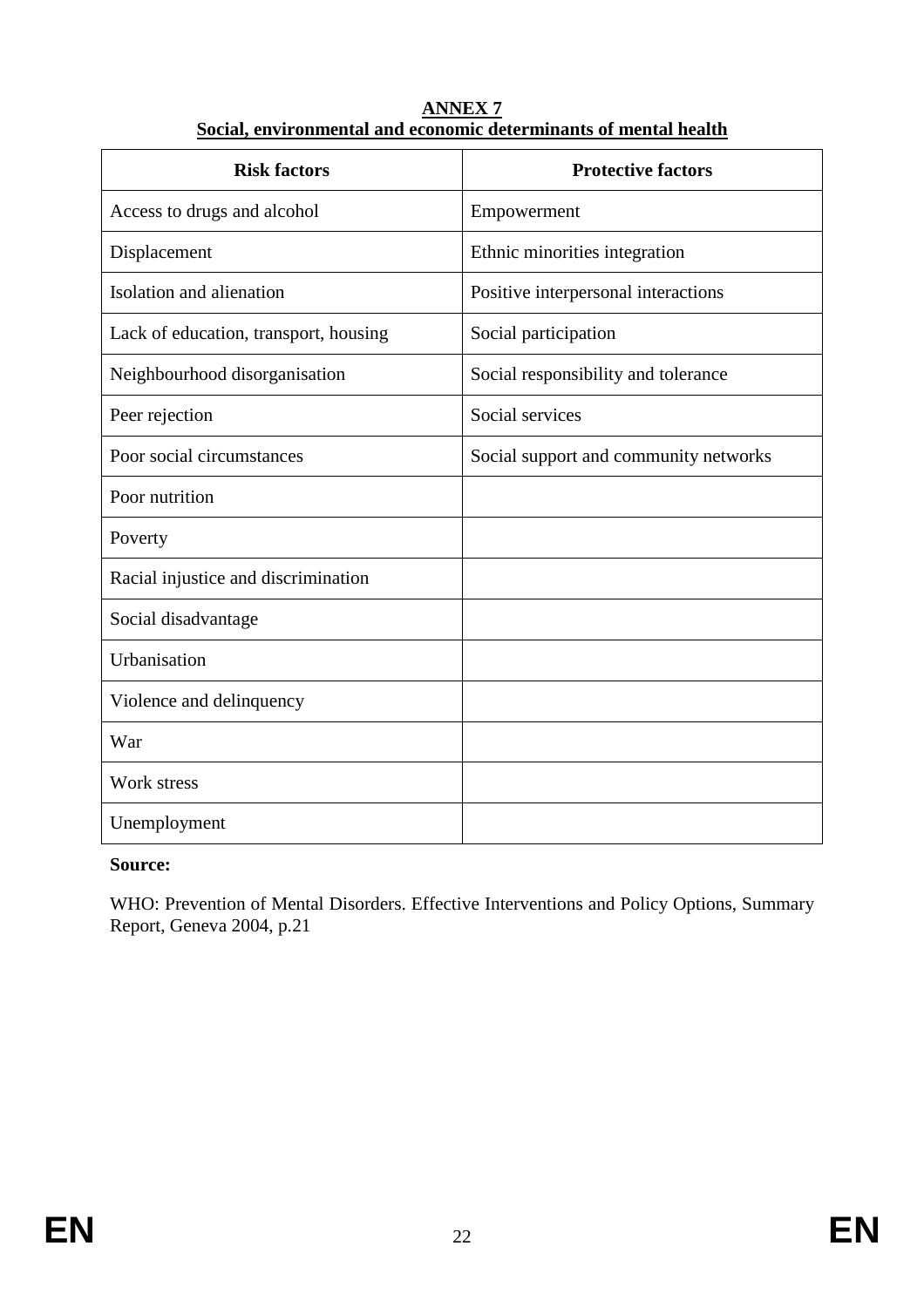## ANNEX 7
## Social, environmental and economic determinants of mental health

| Risk factors | Protective factors |
|---|---|
| Access to drugs and alcohol | Empowerment |
| Displacement | Ethnic minorities integration |
| Isolation and alienation | Positive interpersonal interactions |
| Lack of education, transport, housing | Social participation |
| Neighbourhood disorganisation | Social responsibility and tolerance |
| Peer rejection | Social services |
| Poor social circumstances | Social support and community networks |
| Poor nutrition | |
| Poverty | |
| Racial injustice and discrimination | |
| Social disadvantage | |
| Urbanisation | |
| Violence and delinquency | |
| War | |
| Work stress | |
| Unemployment | |

**Source:**

WHO: Prevention of Mental Disorders. Effective Interventions and Policy Options, Summary Report, Geneva 2004, p.21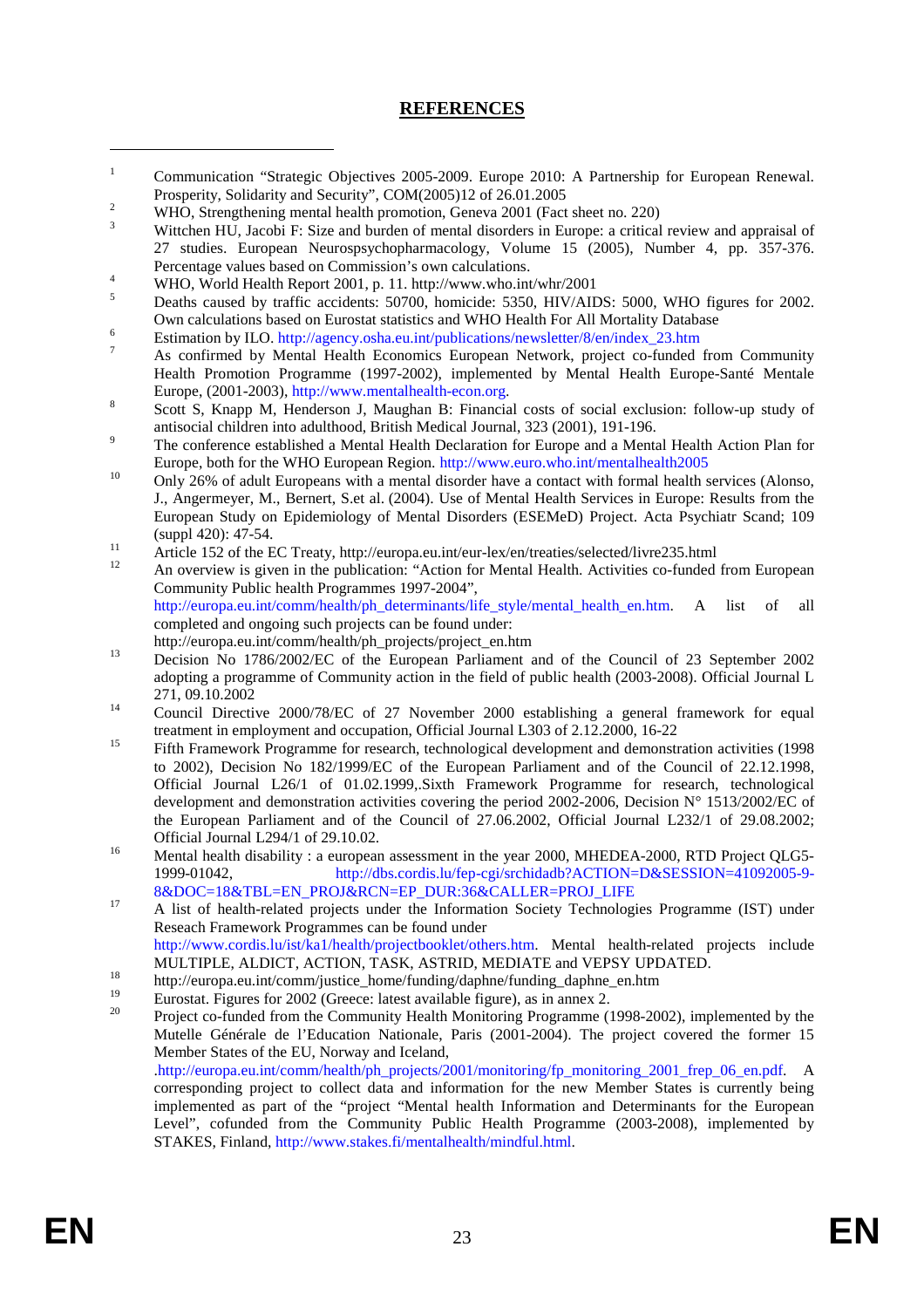## REFERENCES

[1] Communication "Strategic Objectives 2005-2009. Europe 2010: A Partnership for European Renewal. Prosperity, Solidarity and Security", COM(2005)12 of 26.01.2005

[2] WHO, Strengthening mental health promotion, Geneva 2001 (Fact sheet no. 220)

[3] Wittchen HU, Jacobi F: Size and burden of mental disorders in Europe: a critical review and appraisal of 27 studies. European Neurospsychopharmacology, Volume 15 (2005), Number 4, pp. 357-376. Percentage values based on Commission's own calculations.

[4] WHO, World Health Report 2001, p. 11. http://www.who.int/whr/2001

[5] Deaths caused by traffic accidents: 50700, homicide: 5350, HIV/AIDS: 5000, WHO figures for 2002. Own calculations based on Eurostat statistics and WHO Health For All Mortality Database

[6] Estimation by ILO. http://agency.osha.eu.int/publications/newsletter/8/en/index_23.htm

[7] As confirmed by Mental Health Economics European Network, project co-funded from Community Health Promotion Programme (1997-2002), implemented by Mental Health Europe-Santé Mentale Europe, (2001-2003), http://www.mentalhealth-econ.org.

[8] Scott S, Knapp M, Henderson J, Maughan B: Financial costs of social exclusion: follow-up study of antisocial children into adulthood, British Medical Journal, 323 (2001), 191-196.

[9] The conference established a Mental Health Declaration for Europe and a Mental Health Action Plan for Europe, both for the WHO European Region. http://www.euro.who.int/mentalhealth2005

[10] Only 26% of adult Europeans with a mental disorder have a contact with formal health services (Alonso, J., Angermeyer, M., Bernert, S.et al. (2004). Use of Mental Health Services in Europe: Results from the European Study on Epidemiology of Mental Disorders (ESEMeD) Project. Acta Psychiatr Scand; 109 (suppl 420): 47-54.

[11] Article 152 of the EC Treaty, http://europa.eu.int/eur-lex/en/treaties/selected/livre235.html

[12] An overview is given in the publication: "Action for Mental Health. Activities co-funded from European Community Public health Programmes 1997-2004", http://europa.eu.int/comm/health/ph_determinants/life_style/mental_health_en.htm. A list of all completed and ongoing such projects can be found under: http://europa.eu.int/comm/health/ph_projects/project_en.htm

[13] Decision No 1786/2002/EC of the European Parliament and of the Council of 23 September 2002 adopting a programme of Community action in the field of public health (2003-2008). Official Journal L 271, 09.10.2002

[14] Council Directive 2000/78/EC of 27 November 2000 establishing a general framework for equal treatment in employment and occupation, Official Journal L303 of 2.12.2000, 16-22

[15] Fifth Framework Programme for research, technological development and demonstration activities (1998 to 2002), Decision No 182/1999/EC of the European Parliament and of the Council of 22.12.1998, Official Journal L26/1 of 01.02.1999,.Sixth Framework Programme for research, technological development and demonstration activities covering the period 2002-2006, Decision N° 1513/2002/EC of the European Parliament and of the Council of 27.06.2002, Official Journal L232/1 of 29.08.2002; Official Journal L294/1 of 29.10.02.

[16] Mental health disability : a european assessment in the year 2000, MHEDEA-2000, RTD Project QLG5-1999-01042, http://dbs.cordis.lu/fep-cgi/srchidadb?ACTION=D&SESSION=41092005-9-8&DOC=18&TBL=EN_PROJ&RCN=EP_DUR:36&CALLER=PROJ_LIFE

[17] A list of health-related projects under the Information Society Technologies Programme (IST) under Reseach Framework Programmes can be found under http://www.cordis.lu/ist/ka1/health/projectbooklet/others.htm. Mental health-related projects include MULTIPLE, ALDICT, ACTION, TASK, ASTRID, MEDIATE and VEPSY UPDATED.

[18] http://europa.eu.int/comm/justice_home/funding/daphne/funding_daphne_en.htm

[19] Eurostat. Figures for 2002 (Greece: latest available figure), as in annex 2.

[20] Project co-funded from the Community Health Monitoring Programme (1998-2002), implemented by the Mutelle Générale de l'Education Nationale, Paris (2001-2004). The project covered the former 15 Member States of the EU, Norway and Iceland, .http://europa.eu.int/comm/health/ph_projects/2001/monitoring/fp_monitoring_2001_frep_06_en.pdf. A corresponding project to collect data and information for the new Member States is currently being implemented as part of the "project "Mental health Information and Determinants for the European Level", cofunded from the Community Public Health Programme (2003-2008), implemented by STAKES, Finland, http://www.stakes.fi/mentalhealth/mindful.html.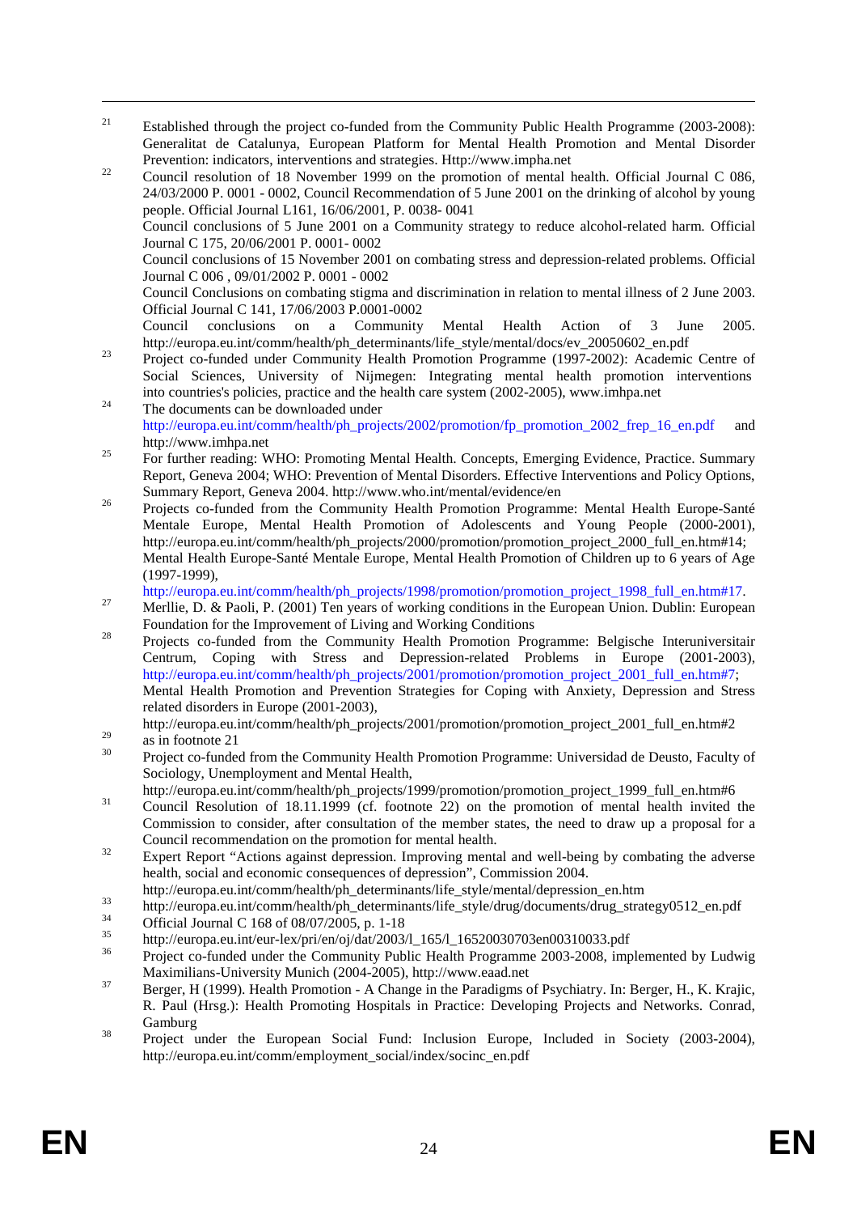[21] Established through the project co-funded from the Community Public Health Programme (2003-2008): Generalitat de Catalunya, European Platform for Mental Health Promotion and Mental Disorder Prevention: indicators, interventions and strategies. Http://www.impha.net

[22] Council resolution of 18 November 1999 on the promotion of mental health. Official Journal C 086, 24/03/2000 P. 0001 - 0002, Council Recommendation of 5 June 2001 on the drinking of alcohol by young people. Official Journal L161, 16/06/2001, P. 0038- 0041
Council conclusions of 5 June 2001 on a Community strategy to reduce alcohol-related harm. Official Journal C 175, 20/06/2001 P. 0001- 0002
Council conclusions of 15 November 2001 on combating stress and depression-related problems. Official Journal C 006 , 09/01/2002 P. 0001 - 0002
Council Conclusions on combating stigma and discrimination in relation to mental illness of 2 June 2003. Official Journal C 141, 17/06/2003 P.0001-0002
Council conclusions on a Community Mental Health Action of 3 June 2005. http://europa.eu.int/comm/health/ph_determinants/life_style/mental/docs/ev_20050602_en.pdf

[23] Project co-funded under Community Health Promotion Programme (1997-2002): Academic Centre of Social Sciences, University of Nijmegen: Integrating mental health promotion interventions into countries's policies, practice and the health care system (2002-2005), www.imhpa.net

[24] The documents can be downloaded under http://europa.eu.int/comm/health/ph_projects/2002/promotion/fp_promotion_2002_frep_16_en.pdf and http://www.imhpa.net

[25] For further reading: WHO: Promoting Mental Health. Concepts, Emerging Evidence, Practice. Summary Report, Geneva 2004; WHO: Prevention of Mental Disorders. Effective Interventions and Policy Options, Summary Report, Geneva 2004. http://www.who.int/mental/evidence/en

[26] Projects co-funded from the Community Health Promotion Programme: Mental Health Europe-Santé Mentale Europe, Mental Health Promotion of Adolescents and Young People (2000-2001), http://europa.eu.int/comm/health/ph_projects/2000/promotion/promotion_project_2000_full_en.htm#14; Mental Health Europe-Santé Mentale Europe, Mental Health Promotion of Children up to 6 years of Age (1997-1999),
http://europa.eu.int/comm/health/ph_projects/1998/promotion/promotion_project_1998_full_en.htm#17.

[27] Merllie, D. & Paoli, P. (2001) Ten years of working conditions in the European Union. Dublin: European Foundation for the Improvement of Living and Working Conditions

[28] Projects co-funded from the Community Health Promotion Programme: Belgische Interuniversitair Centrum, Coping with Stress and Depression-related Problems in Europe (2001-2003), http://europa.eu.int/comm/health/ph_projects/2001/promotion/promotion_project_2001_full_en.htm#7; Mental Health Promotion and Prevention Strategies for Coping with Anxiety, Depression and Stress related disorders in Europe (2001-2003),
http://europa.eu.int/comm/health/ph_projects/2001/promotion/promotion_project_2001_full_en.htm#2

[29] as in footnote 21

[30] Project co-funded from the Community Health Promotion Programme: Universidad de Deusto, Faculty of Sociology, Unemployment and Mental Health,
http://europa.eu.int/comm/health/ph_projects/1999/promotion/promotion_project_1999_full_en.htm#6

[31] Council Resolution of 18.11.1999 (cf. footnote 22) on the promotion of mental health invited the Commission to consider, after consultation of the member states, the need to draw up a proposal for a Council recommendation on the promotion for mental health.

[32] Expert Report "Actions against depression. Improving mental and well-being by combating the adverse health, social and economic consequences of depression", Commission 2004.
http://europa.eu.int/comm/health/ph_determinants/life_style/mental/depression_en.htm

[33] http://europa.eu.int/comm/health/ph_determinants/life_style/drug/documents/drug_strategy0512_en.pdf

[34] Official Journal C 168 of 08/07/2005, p. 1-18

[35] http://europa.eu.int/eur-lex/pri/en/oj/dat/2003/l_165/l_16520030703en00310033.pdf

[36] Project co-funded under the Community Public Health Programme 2003-2008, implemented by Ludwig Maximilians-University Munich (2004-2005), http://www.eaad.net

[37] Berger, H (1999). Health Promotion - A Change in the Paradigms of Psychiatry. In: Berger, H., K. Krajic, R. Paul (Hrsg.): Health Promoting Hospitals in Practice: Developing Projects and Networks. Conrad, Gamburg

[38] Project under the European Social Fund: Inclusion Europe, Included in Society (2003-2004), http://europa.eu.int/comm/employment_social/index/socinc_en.pdf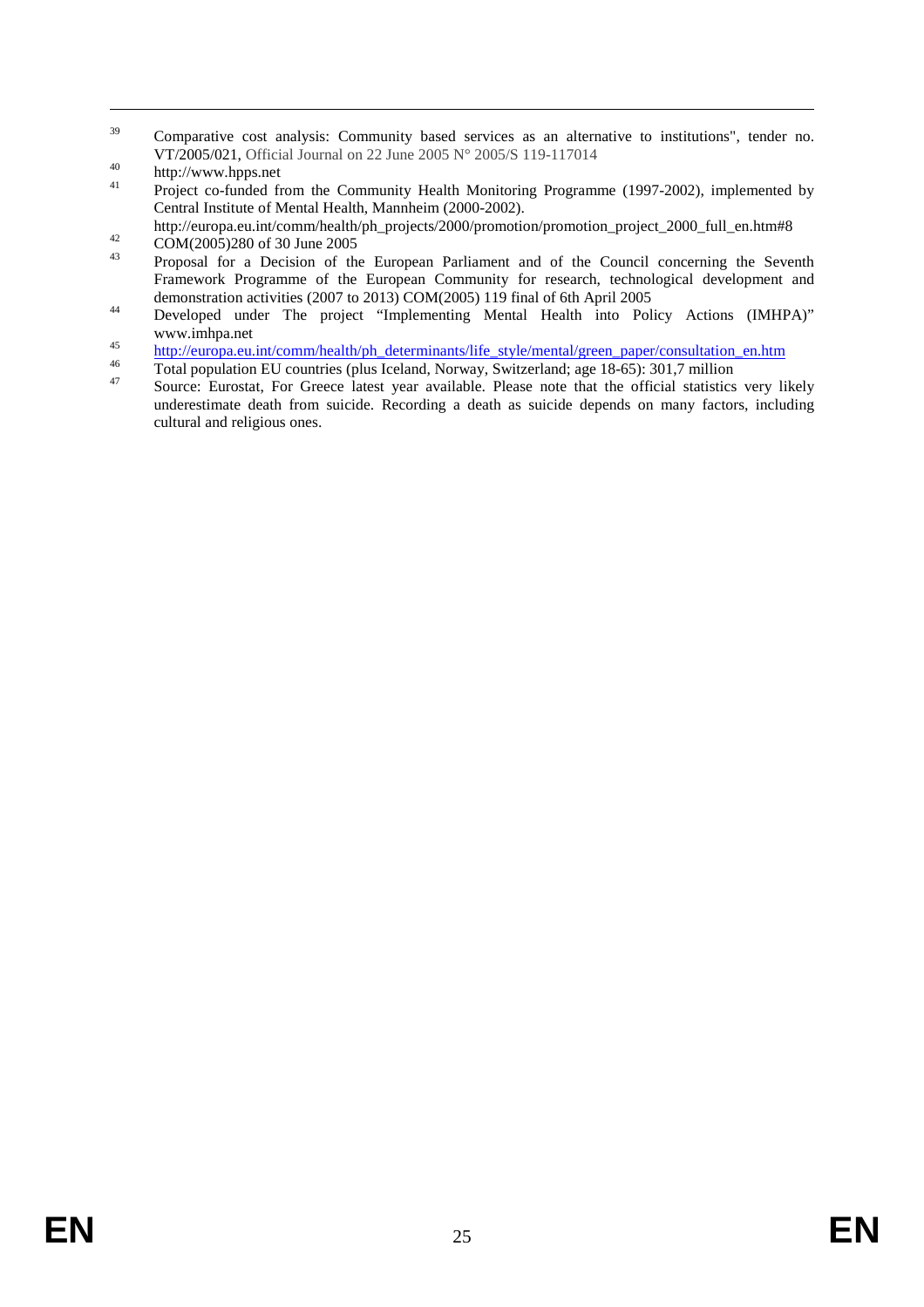[39] Comparative cost analysis: Community based services as an alternative to institutions", tender no. VT/2005/021, Official Journal on 22 June 2005 N° 2005/S 119-117014

[40] http://www.hpps.net

[41] Project co-funded from the Community Health Monitoring Programme (1997-2002), implemented by Central Institute of Mental Health, Mannheim (2000-2002). http://europa.eu.int/comm/health/ph_projects/2000/promotion/promotion_project_2000_full_en.htm#8

[42] COM(2005)280 of 30 June 2005

[43] Proposal for a Decision of the European Parliament and of the Council concerning the Seventh Framework Programme of the European Community for research, technological development and demonstration activities (2007 to 2013) COM(2005) 119 final of 6th April 2005

[44] Developed under The project "Implementing Mental Health into Policy Actions (IMHPA)" www.imhpa.net

[45] http://europa.eu.int/comm/health/ph_determinants/life_style/mental/green_paper/consultation_en.htm

[46] Total population EU countries (plus Iceland, Norway, Switzerland; age 18-65): 301,7 million

[47] Source: Eurostat, For Greece latest year available. Please note that the official statistics very likely underestimate death from suicide. Recording a death as suicide depends on many factors, including cultural and religious ones.